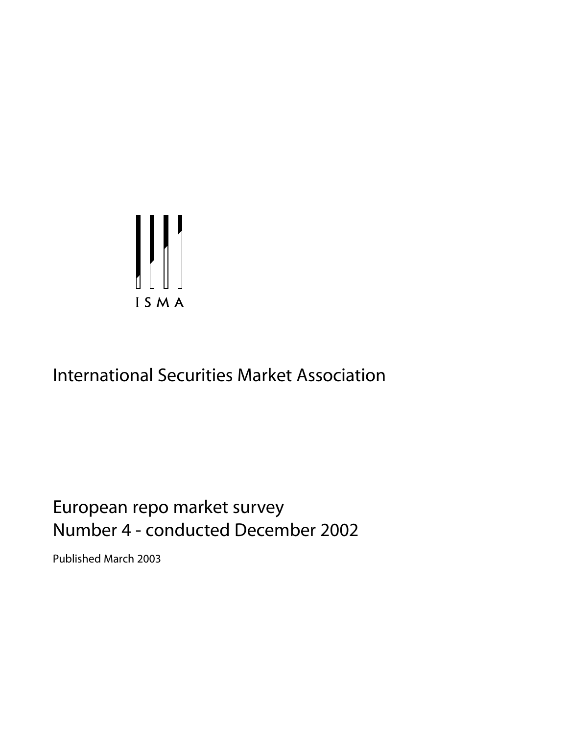ISMA

# International Securities Market Association

## European repo market survey
## Number 4 - conducted December 2002

Published March 2003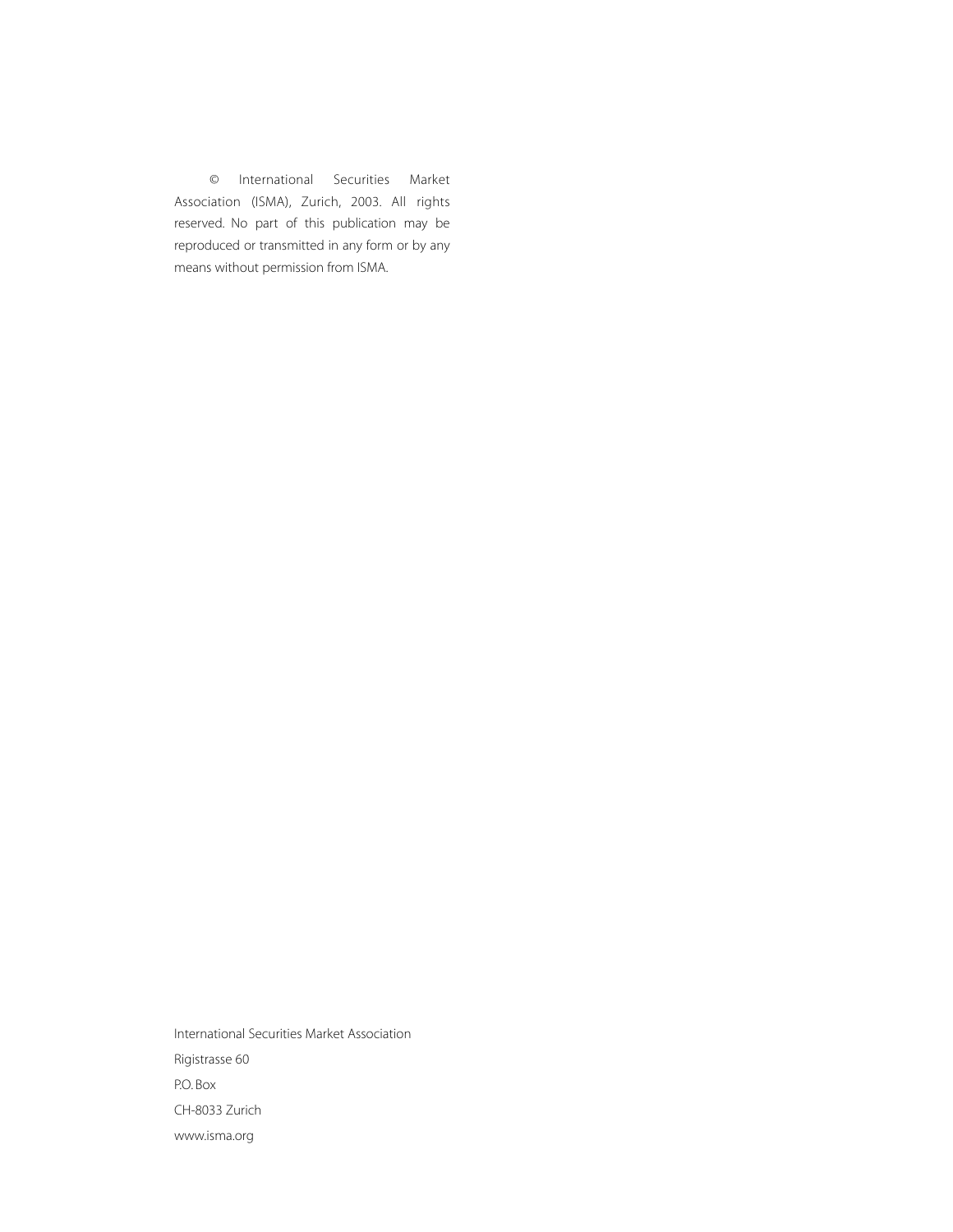© International Securities Market Association (ISMA), Zurich, 2003. All rights reserved. No part of this publication may be reproduced or transmitted in any form or by any means without permission from ISMA.

International Securities Market Association

Rigistrasse 60

P.O. Box

CH-8033 Zurich

www.isma.org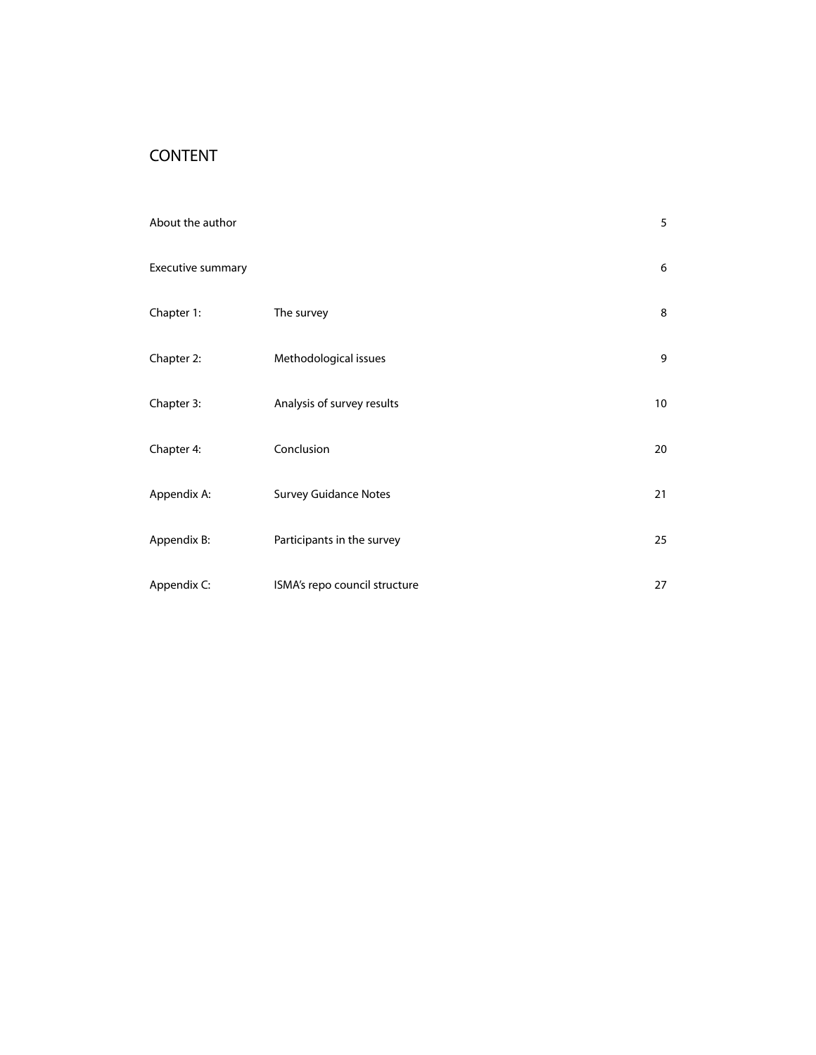# CONTENT

| | | |
|---|---|---|
| About the author | | 5 |
| Executive summary | | 6 |
| Chapter 1: | The survey | 8 |
| Chapter 2: | Methodological issues | 9 |
| Chapter 3: | Analysis of survey results | 10 |
| Chapter 4: | Conclusion | 20 |
| Appendix A: | Survey Guidance Notes | 21 |
| Appendix B: | Participants in the survey | 25 |
| Appendix C: | ISMA's repo council structure | 27 |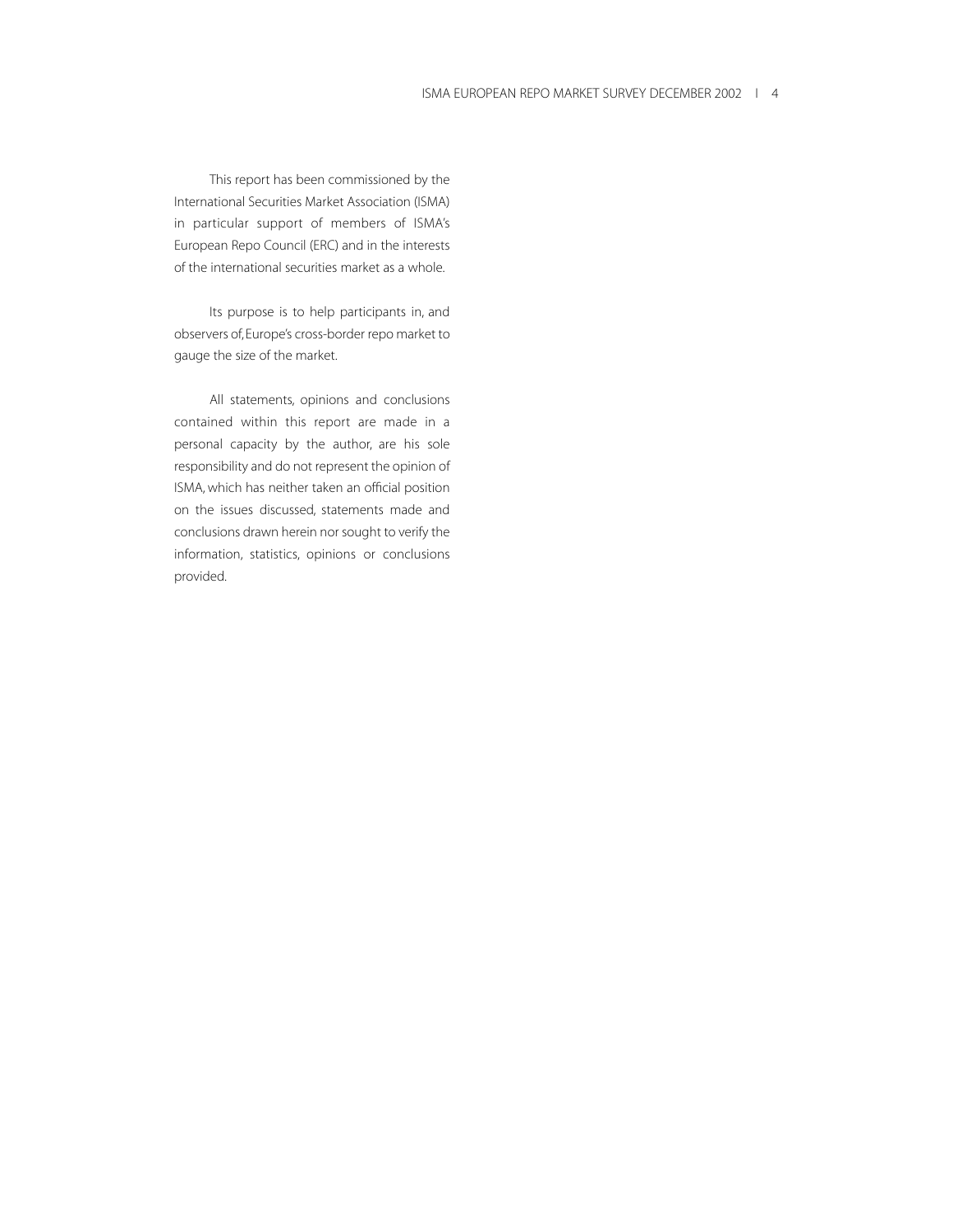This report has been commissioned by the International Securities Market Association (ISMA) in particular support of members of ISMA's European Repo Council (ERC) and in the interests of the international securities market as a whole.

Its purpose is to help participants in, and observers of, Europe's cross-border repo market to gauge the size of the market.

All statements, opinions and conclusions contained within this report are made in a personal capacity by the author, are his sole responsibility and do not represent the opinion of ISMA, which has neither taken an official position on the issues discussed, statements made and conclusions drawn herein nor sought to verify the information, statistics, opinions or conclusions provided.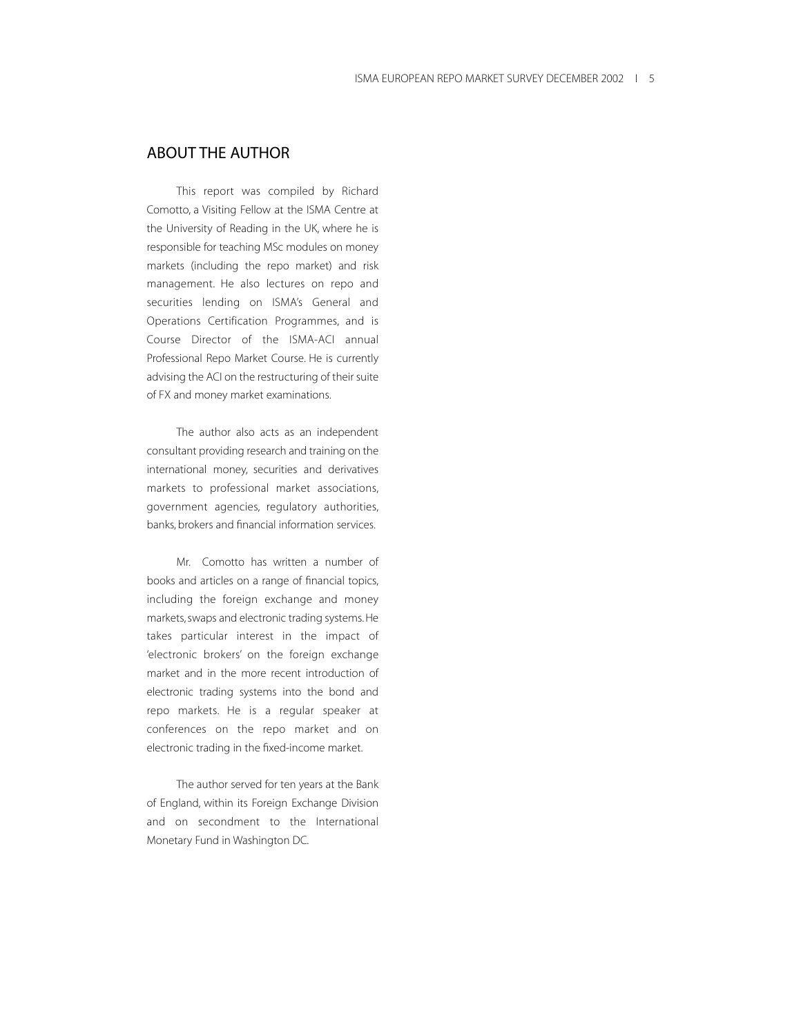## ABOUT THE AUTHOR

This report was compiled by Richard Comotto, a Visiting Fellow at the ISMA Centre at the University of Reading in the UK, where he is responsible for teaching MSc modules on money markets (including the repo market) and risk management. He also lectures on repo and securities lending on ISMA's General and Operations Certification Programmes, and is Course Director of the ISMA-ACI annual Professional Repo Market Course. He is currently advising the ACI on the restructuring of their suite of FX and money market examinations.

The author also acts as an independent consultant providing research and training on the international money, securities and derivatives markets to professional market associations, government agencies, regulatory authorities, banks, brokers and financial information services.

Mr. Comotto has written a number of books and articles on a range of financial topics, including the foreign exchange and money markets, swaps and electronic trading systems. He takes particular interest in the impact of 'electronic brokers' on the foreign exchange market and in the more recent introduction of electronic trading systems into the bond and repo markets. He is a regular speaker at conferences on the repo market and on electronic trading in the fixed-income market.

The author served for ten years at the Bank of England, within its Foreign Exchange Division and on secondment to the International Monetary Fund in Washington DC.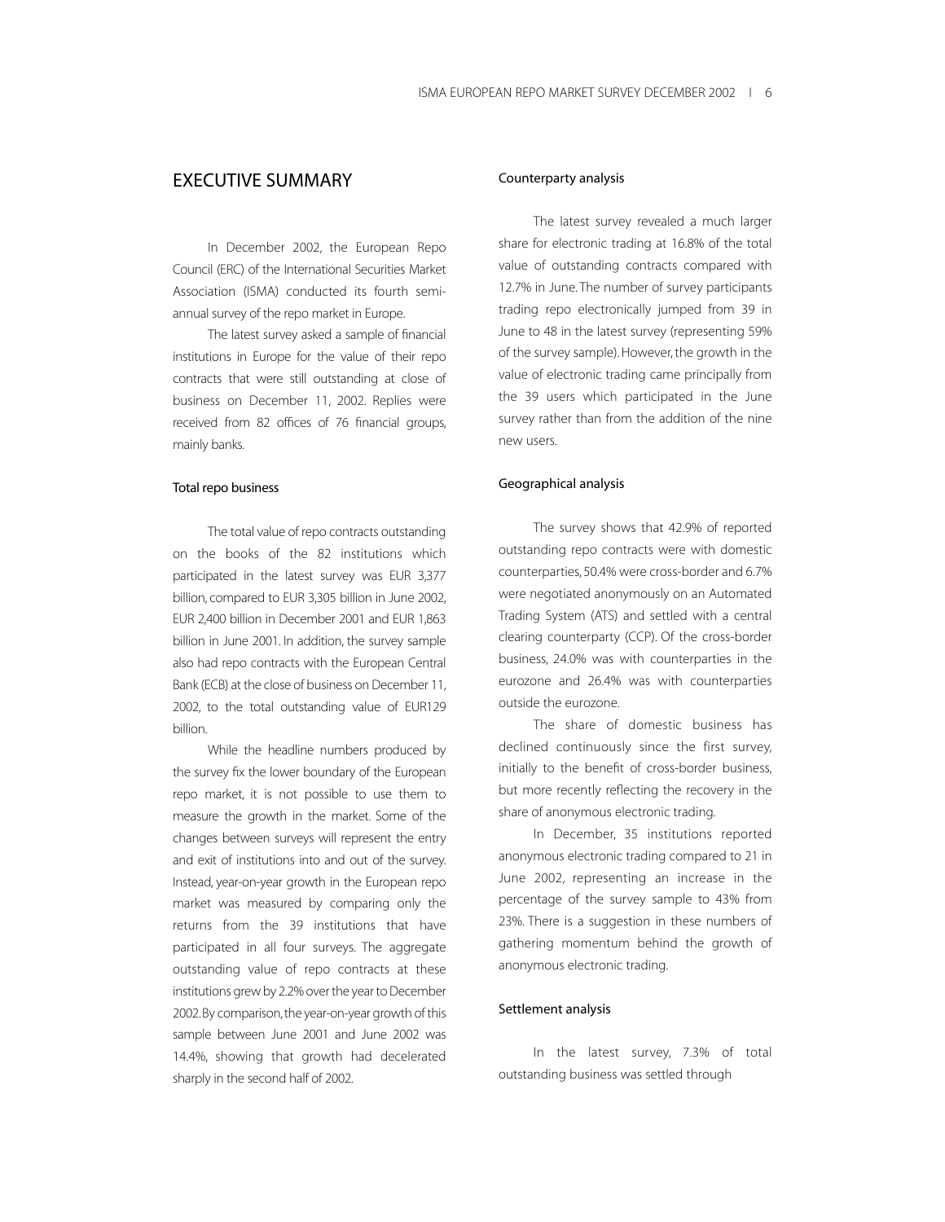# EXECUTIVE SUMMARY

In December 2002, the European Repo Council (ERC) of the International Securities Market Association (ISMA) conducted its fourth semi-annual survey of the repo market in Europe.

The latest survey asked a sample of financial institutions in Europe for the value of their repo contracts that were still outstanding at close of business on December 11, 2002. Replies were received from 82 offices of 76 financial groups, mainly banks.

### Total repo business

The total value of repo contracts outstanding on the books of the 82 institutions which participated in the latest survey was EUR 3,377 billion, compared to EUR 3,305 billion in June 2002, EUR 2,400 billion in December 2001 and EUR 1,863 billion in June 2001. In addition, the survey sample also had repo contracts with the European Central Bank (ECB) at the close of business on December 11, 2002, to the total outstanding value of EUR129 billion.

While the headline numbers produced by the survey fix the lower boundary of the European repo market, it is not possible to use them to measure the growth in the market. Some of the changes between surveys will represent the entry and exit of institutions into and out of the survey. Instead, year-on-year growth in the European repo market was measured by comparing only the returns from the 39 institutions that have participated in all four surveys. The aggregate outstanding value of repo contracts at these institutions grew by 2.2% over the year to December 2002. By comparison, the year-on-year growth of this sample between June 2001 and June 2002 was 14.4%, showing that growth had decelerated sharply in the second half of 2002.

### Counterparty analysis

The latest survey revealed a much larger share for electronic trading at 16.8% of the total value of outstanding contracts compared with 12.7% in June. The number of survey participants trading repo electronically jumped from 39 in June to 48 in the latest survey (representing 59% of the survey sample). However, the growth in the value of electronic trading came principally from the 39 users which participated in the June survey rather than from the addition of the nine new users.

### Geographical analysis

The survey shows that 42.9% of reported outstanding repo contracts were with domestic counterparties, 50.4% were cross-border and 6.7% were negotiated anonymously on an Automated Trading System (ATS) and settled with a central clearing counterparty (CCP). Of the cross-border business, 24.0% was with counterparties in the eurozone and 26.4% was with counterparties outside the eurozone.

The share of domestic business has declined continuously since the first survey, initially to the benefit of cross-border business, but more recently reflecting the recovery in the share of anonymous electronic trading.

In December, 35 institutions reported anonymous electronic trading compared to 21 in June 2002, representing an increase in the percentage of the survey sample to 43% from 23%. There is a suggestion in these numbers of gathering momentum behind the growth of anonymous electronic trading.

### Settlement analysis

In the latest survey, 7.3% of total outstanding business was settled through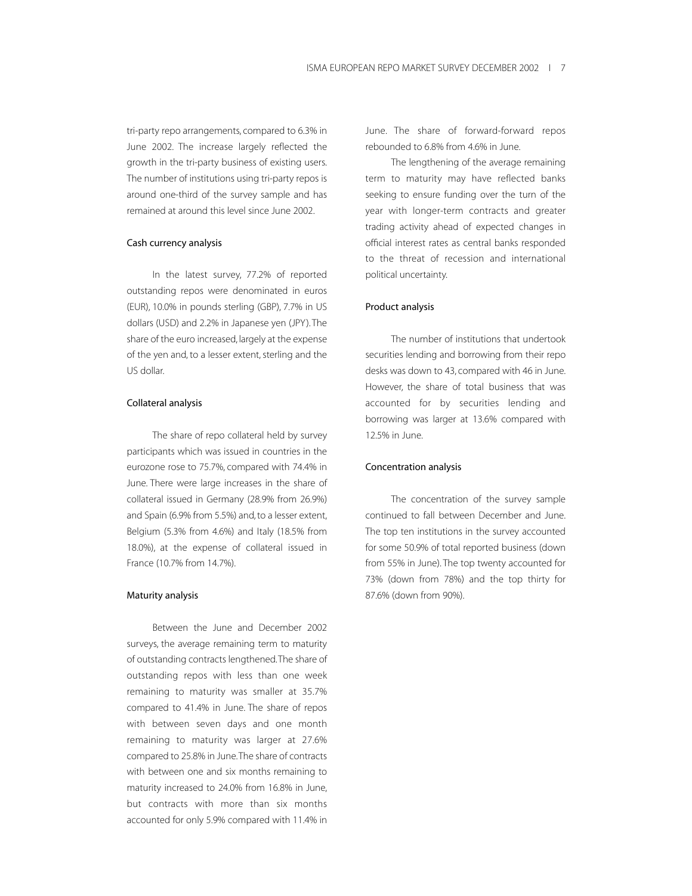tri-party repo arrangements, compared to 6.3% in June 2002. The increase largely reflected the growth in the tri-party business of existing users. The number of institutions using tri-party repos is around one-third of the survey sample and has remained at around this level since June 2002.

### Cash currency analysis

In the latest survey, 77.2% of reported outstanding repos were denominated in euros (EUR), 10.0% in pounds sterling (GBP), 7.7% in US dollars (USD) and 2.2% in Japanese yen (JPY). The share of the euro increased, largely at the expense of the yen and, to a lesser extent, sterling and the US dollar.

### Collateral analysis

The share of repo collateral held by survey participants which was issued in countries in the eurozone rose to 75.7%, compared with 74.4% in June. There were large increases in the share of collateral issued in Germany (28.9% from 26.9%) and Spain (6.9% from 5.5%) and, to a lesser extent, Belgium (5.3% from 4.6%) and Italy (18.5% from 18.0%), at the expense of collateral issued in France (10.7% from 14.7%).

### Maturity analysis

Between the June and December 2002 surveys, the average remaining term to maturity of outstanding contracts lengthened. The share of outstanding repos with less than one week remaining to maturity was smaller at 35.7% compared to 41.4% in June. The share of repos with between seven days and one month remaining to maturity was larger at 27.6% compared to 25.8% in June. The share of contracts with between one and six months remaining to maturity increased to 24.0% from 16.8% in June, but contracts with more than six months accounted for only 5.9% compared with 11.4% in June. The share of forward-forward repos rebounded to 6.8% from 4.6% in June.

The lengthening of the average remaining term to maturity may have reflected banks seeking to ensure funding over the turn of the year with longer-term contracts and greater trading activity ahead of expected changes in official interest rates as central banks responded to the threat of recession and international political uncertainty.

### Product analysis

The number of institutions that undertook securities lending and borrowing from their repo desks was down to 43, compared with 46 in June. However, the share of total business that was accounted for by securities lending and borrowing was larger at 13.6% compared with 12.5% in June.

### Concentration analysis

The concentration of the survey sample continued to fall between December and June. The top ten institutions in the survey accounted for some 50.9% of total reported business (down from 55% in June). The top twenty accounted for 73% (down from 78%) and the top thirty for 87.6% (down from 90%).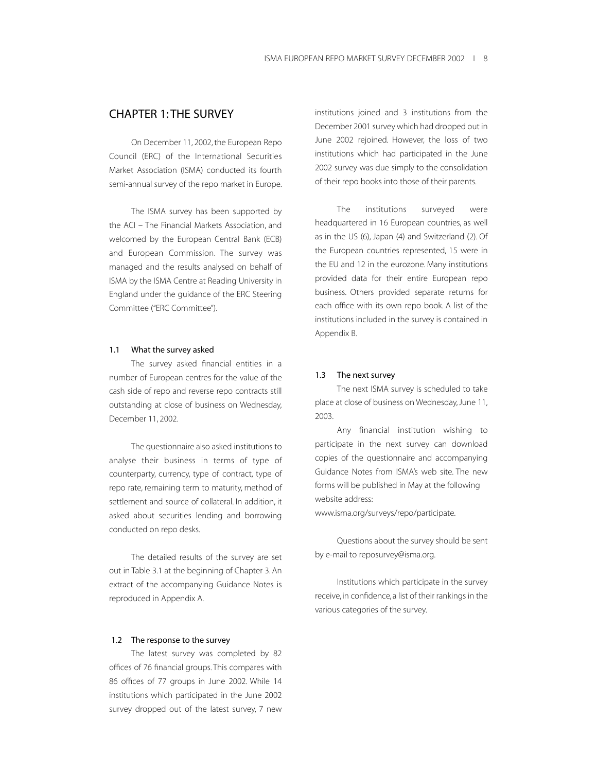# CHAPTER 1: THE SURVEY

On December 11, 2002, the European Repo Council (ERC) of the International Securities Market Association (ISMA) conducted its fourth semi-annual survey of the repo market in Europe.

The ISMA survey has been supported by the ACI – The Financial Markets Association, and welcomed by the European Central Bank (ECB) and European Commission. The survey was managed and the results analysed on behalf of ISMA by the ISMA Centre at Reading University in England under the guidance of the ERC Steering Committee ("ERC Committee").

### 1.1 What the survey asked

The survey asked financial entities in a number of European centres for the value of the cash side of repo and reverse repo contracts still outstanding at close of business on Wednesday, December 11, 2002.

The questionnaire also asked institutions to analyse their business in terms of type of counterparty, currency, type of contract, type of repo rate, remaining term to maturity, method of settlement and source of collateral. In addition, it asked about securities lending and borrowing conducted on repo desks.

The detailed results of the survey are set out in Table 3.1 at the beginning of Chapter 3. An extract of the accompanying Guidance Notes is reproduced in Appendix A.

### 1.2 The response to the survey

The latest survey was completed by 82 offices of 76 financial groups. This compares with 86 offices of 77 groups in June 2002. While 14 institutions which participated in the June 2002 survey dropped out of the latest survey, 7 new institutions joined and 3 institutions from the December 2001 survey which had dropped out in June 2002 rejoined. However, the loss of two institutions which had participated in the June 2002 survey was due simply to the consolidation of their repo books into those of their parents.

The institutions surveyed were headquartered in 16 European countries, as well as in the US (6), Japan (4) and Switzerland (2). Of the European countries represented, 15 were in the EU and 12 in the eurozone. Many institutions provided data for their entire European repo business. Others provided separate returns for each office with its own repo book. A list of the institutions included in the survey is contained in Appendix B.

### 1.3 The next survey

The next ISMA survey is scheduled to take place at close of business on Wednesday, June 11, 2003.

Any financial institution wishing to participate in the next survey can download copies of the questionnaire and accompanying Guidance Notes from ISMA's web site. The new forms will be published in May at the following website address:

www.isma.org/surveys/repo/participate.

Questions about the survey should be sent by e-mail to reposurvey@isma.org.

Institutions which participate in the survey receive, in confidence, a list of their rankings in the various categories of the survey.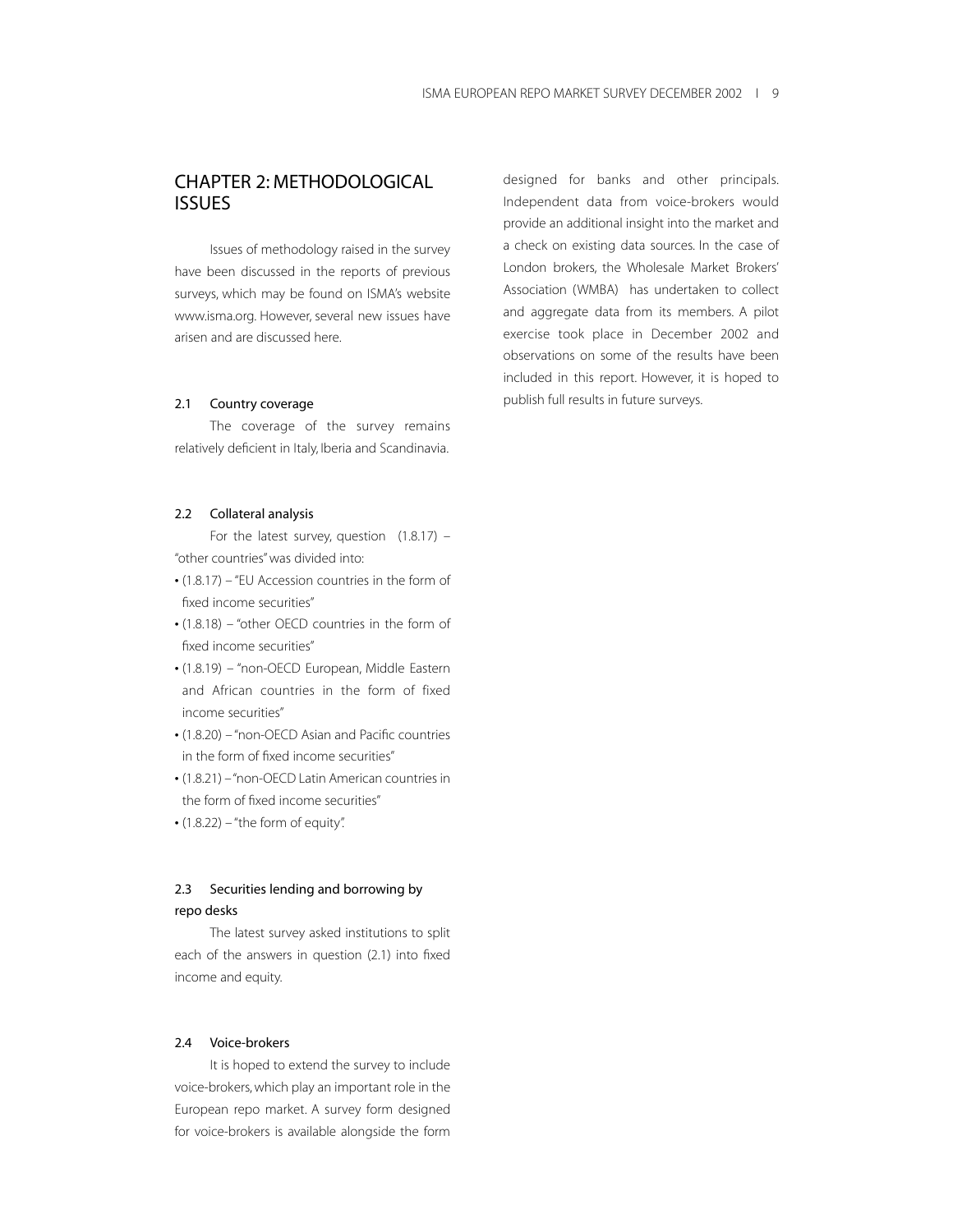# CHAPTER 2: METHODOLOGICAL ISSUES

Issues of methodology raised in the survey have been discussed in the reports of previous surveys, which may be found on ISMA's website www.isma.org. However, several new issues have arisen and are discussed here.

### 2.1 Country coverage

The coverage of the survey remains relatively deficient in Italy, Iberia and Scandinavia.

### 2.2 Collateral analysis

For the latest survey, question (1.8.17) – "other countries" was divided into:

- (1.8.17) – "EU Accession countries in the form of fixed income securities"
- (1.8.18) – "other OECD countries in the form of fixed income securities"
- (1.8.19) – "non-OECD European, Middle Eastern and African countries in the form of fixed income securities"
- (1.8.20) – "non-OECD Asian and Pacific countries in the form of fixed income securities"
- (1.8.21) – "non-OECD Latin American countries in the form of fixed income securities"
- (1.8.22) – "the form of equity".

### 2.3 Securities lending and borrowing by repo desks

The latest survey asked institutions to split each of the answers in question (2.1) into fixed income and equity.

### 2.4 Voice-brokers

It is hoped to extend the survey to include voice-brokers, which play an important role in the European repo market. A survey form designed for voice-brokers is available alongside the form designed for banks and other principals. Independent data from voice-brokers would provide an additional insight into the market and a check on existing data sources. In the case of London brokers, the Wholesale Market Brokers' Association (WMBA) has undertaken to collect and aggregate data from its members. A pilot exercise took place in December 2002 and observations on some of the results have been included in this report. However, it is hoped to publish full results in future surveys.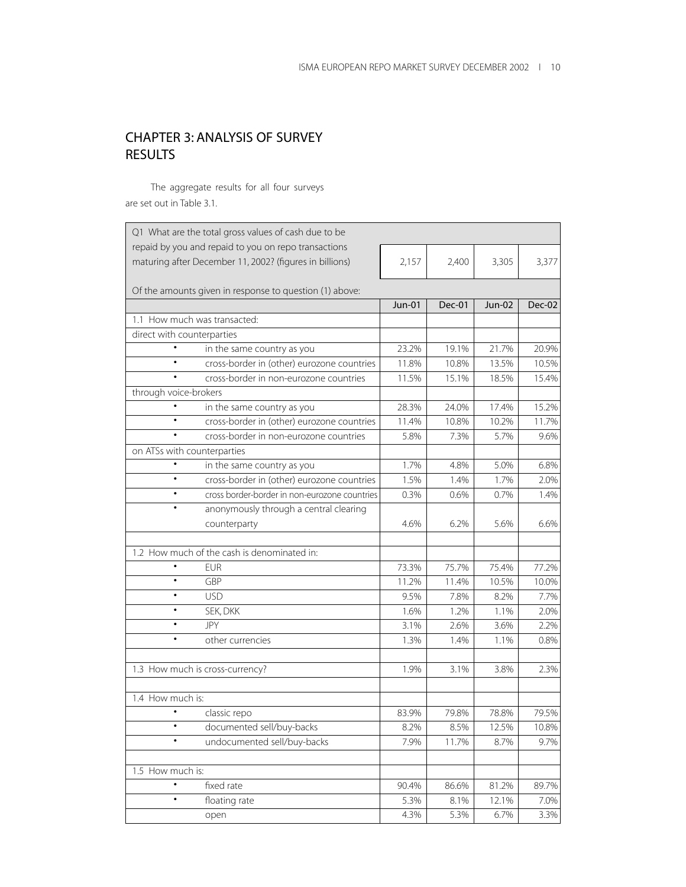# CHAPTER 3: ANALYSIS OF SURVEY RESULTS

The aggregate results for all four surveys are set out in Table 3.1.

| Q1 What are the total gross values of cash due to be repaid by you and repaid to you on repo transactions maturing after December 11, 2002? (figures in billions) | 2,157 | 2,400 | 3,305 | 3,377 |
|---|---|---|---|---|
| Of the amounts given in response to question (1) above: | | | | |
| | Jun-01 | Dec-01 | Jun-02 | Dec-02 |
| 1.1 How much was transacted: | | | | |
| direct with counterparties | | | | |
| • in the same country as you | 23.2% | 19.1% | 21.7% | 20.9% |
| • cross-border in (other) eurozone countries | 11.8% | 10.8% | 13.5% | 10.5% |
| • cross-border in non-eurozone countries | 11.5% | 15.1% | 18.5% | 15.4% |
| through voice-brokers | | | | |
| • in the same country as you | 28.3% | 24.0% | 17.4% | 15.2% |
| • cross-border in (other) eurozone countries | 11.4% | 10.8% | 10.2% | 11.7% |
| • cross-border in non-eurozone countries | 5.8% | 7.3% | 5.7% | 9.6% |
| on ATSs with counterparties | | | | |
| • in the same country as you | 1.7% | 4.8% | 5.0% | 6.8% |
| • cross-border in (other) eurozone countries | 1.5% | 1.4% | 1.7% | 2.0% |
| • cross border-border in non-eurozone countries | 0.3% | 0.6% | 0.7% | 1.4% |
| • anonymously through a central clearing counterparty | 4.6% | 6.2% | 5.6% | 6.6% |
| | | | | |
| 1.2 How much of the cash is denominated in: | | | | |
| • EUR | 73.3% | 75.7% | 75.4% | 77.2% |
| • GBP | 11.2% | 11.4% | 10.5% | 10.0% |
| • USD | 9.5% | 7.8% | 8.2% | 7.7% |
| • SEK, DKK | 1.6% | 1.2% | 1.1% | 2.0% |
| • JPY | 3.1% | 2.6% | 3.6% | 2.2% |
| • other currencies | 1.3% | 1.4% | 1.1% | 0.8% |
| | | | | |
| 1.3 How much is cross-currency? | 1.9% | 3.1% | 3.8% | 2.3% |
| | | | | |
| 1.4 How much is: | | | | |
| • classic repo | 83.9% | 79.8% | 78.8% | 79.5% |
| • documented sell/buy-backs | 8.2% | 8.5% | 12.5% | 10.8% |
| • undocumented sell/buy-backs | 7.9% | 11.7% | 8.7% | 9.7% |
| | | | | |
| 1.5 How much is: | | | | |
| • fixed rate | 90.4% | 86.6% | 81.2% | 89.7% |
| • floating rate | 5.3% | 8.1% | 12.1% | 7.0% |
| open | 4.3% | 5.3% | 6.7% | 3.3% |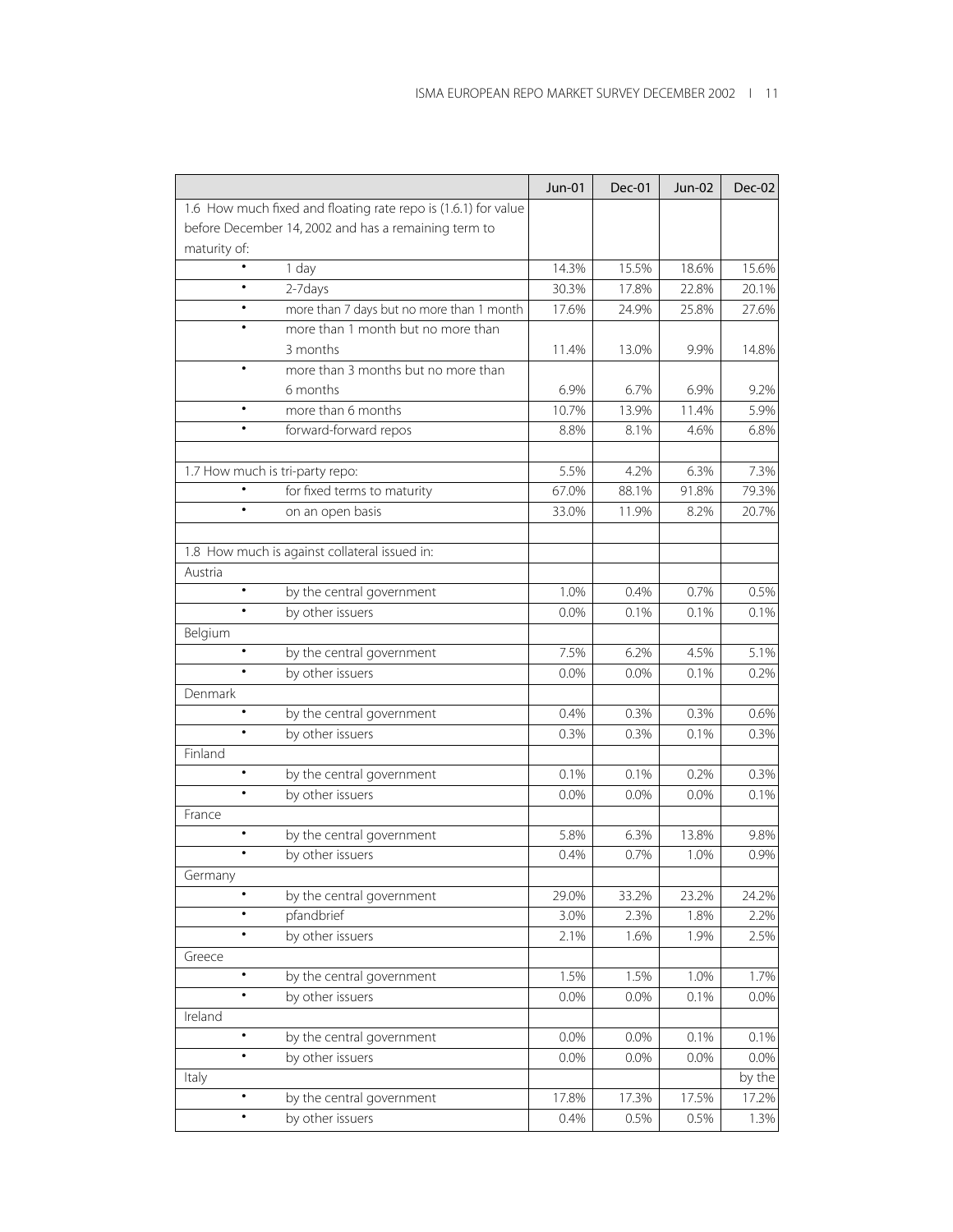| | Jun-01 | Dec-01 | Jun-02 | Dec-02 |
|---|---|---|---|---|
| 1.6 How much fixed and floating rate repo is (1.6.1) for value before December 14, 2002 and has a remaining term to maturity of: | | | | |
| • 1 day | 14.3% | 15.5% | 18.6% | 15.6% |
| • 2-7days | 30.3% | 17.8% | 22.8% | 20.1% |
| • more than 7 days but no more than 1 month | 17.6% | 24.9% | 25.8% | 27.6% |
| • more than 1 month but no more than 3 months | 11.4% | 13.0% | 9.9% | 14.8% |
| • more than 3 months but no more than 6 months | 6.9% | 6.7% | 6.9% | 9.2% |
| • more than 6 months | 10.7% | 13.9% | 11.4% | 5.9% |
| • forward-forward repos | 8.8% | 8.1% | 4.6% | 6.8% |
| | | | | |
| 1.7 How much is tri-party repo: | 5.5% | 4.2% | 6.3% | 7.3% |
| • for fixed terms to maturity | 67.0% | 88.1% | 91.8% | 79.3% |
| • on an open basis | 33.0% | 11.9% | 8.2% | 20.7% |
| | | | | |
| 1.8 How much is against collateral issued in: | | | | |
| Austria | | | | |
| • by the central government | 1.0% | 0.4% | 0.7% | 0.5% |
| • by other issuers | 0.0% | 0.1% | 0.1% | 0.1% |
| Belgium | | | | |
| • by the central government | 7.5% | 6.2% | 4.5% | 5.1% |
| • by other issuers | 0.0% | 0.0% | 0.1% | 0.2% |
| Denmark | | | | |
| • by the central government | 0.4% | 0.3% | 0.3% | 0.6% |
| • by other issuers | 0.3% | 0.3% | 0.1% | 0.3% |
| Finland | | | | |
| • by the central government | 0.1% | 0.1% | 0.2% | 0.3% |
| • by other issuers | 0.0% | 0.0% | 0.0% | 0.1% |
| France | | | | |
| • by the central government | 5.8% | 6.3% | 13.8% | 9.8% |
| • by other issuers | 0.4% | 0.7% | 1.0% | 0.9% |
| Germany | | | | |
| • by the central government | 29.0% | 33.2% | 23.2% | 24.2% |
| • pfandbrief | 3.0% | 2.3% | 1.8% | 2.2% |
| • by other issuers | 2.1% | 1.6% | 1.9% | 2.5% |
| Greece | | | | |
| • by the central government | 1.5% | 1.5% | 1.0% | 1.7% |
| • by other issuers | 0.0% | 0.0% | 0.1% | 0.0% |
| Ireland | | | | |
| • by the central government | 0.0% | 0.0% | 0.1% | 0.1% |
| • by other issuers | 0.0% | 0.0% | 0.0% | 0.0% |
| Italy | | | | by the |
| • by the central government | 17.8% | 17.3% | 17.5% | 17.2% |
| • by other issuers | 0.4% | 0.5% | 0.5% | 1.3% |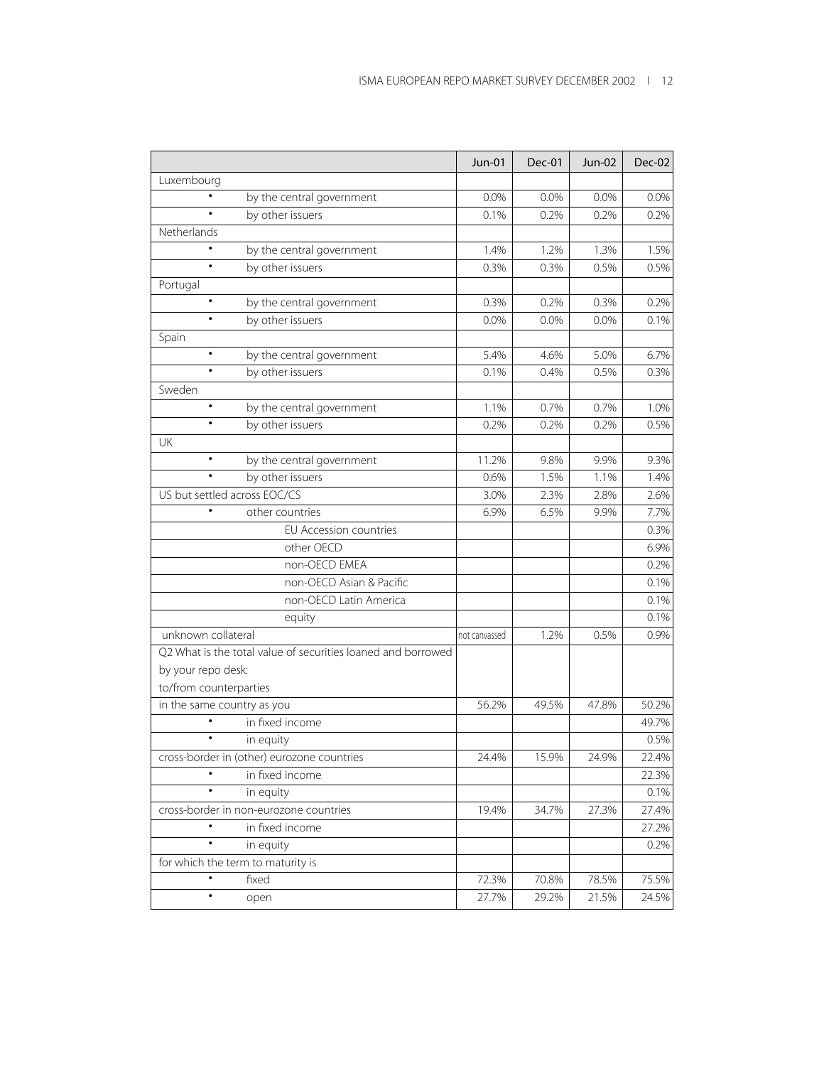| | Jun-01 | Dec-01 | Jun-02 | Dec-02 |
|---|---|---|---|---|
| Luxembourg | | | | |
| • by the central government | 0.0% | 0.0% | 0.0% | 0.0% |
| • by other issuers | 0.1% | 0.2% | 0.2% | 0.2% |
| Netherlands | | | | |
| • by the central government | 1.4% | 1.2% | 1.3% | 1.5% |
| • by other issuers | 0.3% | 0.3% | 0.5% | 0.5% |
| Portugal | | | | |
| • by the central government | 0.3% | 0.2% | 0.3% | 0.2% |
| • by other issuers | 0.0% | 0.0% | 0.0% | 0.1% |
| Spain | | | | |
| • by the central government | 5.4% | 4.6% | 5.0% | 6.7% |
| • by other issuers | 0.1% | 0.4% | 0.5% | 0.3% |
| Sweden | | | | |
| • by the central government | 1.1% | 0.7% | 0.7% | 1.0% |
| • by other issuers | 0.2% | 0.2% | 0.2% | 0.5% |
| UK | | | | |
| • by the central government | 11.2% | 9.8% | 9.9% | 9.3% |
| • by other issuers | 0.6% | 1.5% | 1.1% | 1.4% |
| US but settled across EOC/CS | 3.0% | 2.3% | 2.8% | 2.6% |
| • other countries | 6.9% | 6.5% | 9.9% | 7.7% |
| EU Accession countries | | | | 0.3% |
| other OECD | | | | 6.9% |
| non-OECD EMEA | | | | 0.2% |
| non-OECD Asian & Pacific | | | | 0.1% |
| non-OECD Latin America | | | | 0.1% |
| equity | | | | 0.1% |
| unknown collateral | not canvassed | 1.2% | 0.5% | 0.9% |
| Q2 What is the total value of securities loaned and borrowed by your repo desk: to/from counterparties | | | | |
| in the same country as you | 56.2% | 49.5% | 47.8% | 50.2% |
| • in fixed income | | | | 49.7% |
| • in equity | | | | 0.5% |
| cross-border in (other) eurozone countries | 24.4% | 15.9% | 24.9% | 22.4% |
| • in fixed income | | | | 22.3% |
| • in equity | | | | 0.1% |
| cross-border in non-eurozone countries | 19.4% | 34.7% | 27.3% | 27.4% |
| • in fixed income | | | | 27.2% |
| • in equity | | | | 0.2% |
| for which the term to maturity is | | | | |
| • fixed | 72.3% | 70.8% | 78.5% | 75.5% |
| • open | 27.7% | 29.2% | 21.5% | 24.5% |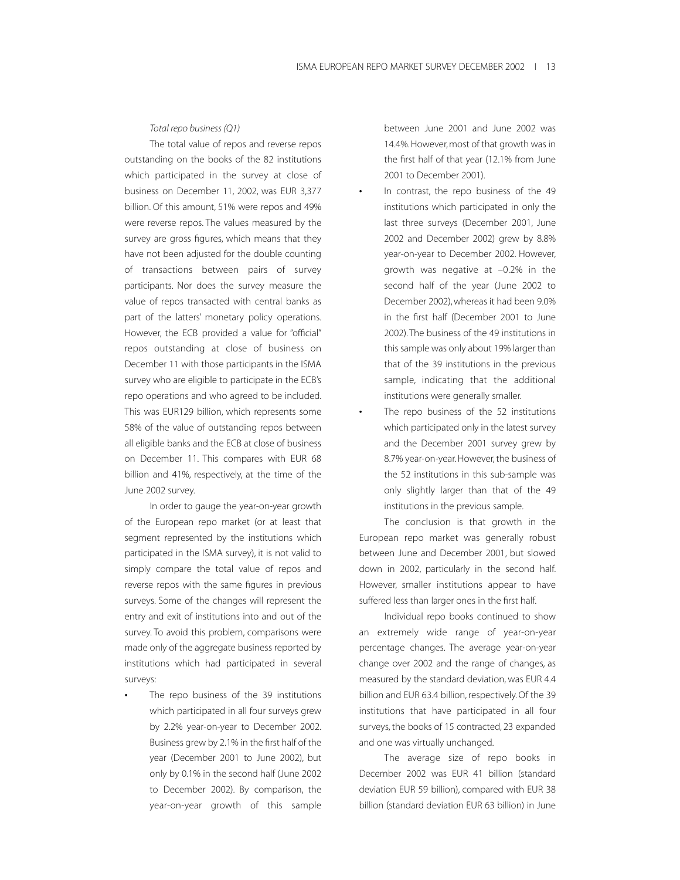*Total repo business (Q1)*

The total value of repos and reverse repos outstanding on the books of the 82 institutions which participated in the survey at close of business on December 11, 2002, was EUR 3,377 billion. Of this amount, 51% were repos and 49% were reverse repos. The values measured by the survey are gross figures, which means that they have not been adjusted for the double counting of transactions between pairs of survey participants. Nor does the survey measure the value of repos transacted with central banks as part of the latters' monetary policy operations. However, the ECB provided a value for "official" repos outstanding at close of business on December 11 with those participants in the ISMA survey who are eligible to participate in the ECB's repo operations and who agreed to be included. This was EUR129 billion, which represents some 58% of the value of outstanding repos between all eligible banks and the ECB at close of business on December 11. This compares with EUR 68 billion and 41%, respectively, at the time of the June 2002 survey.

In order to gauge the year-on-year growth of the European repo market (or at least that segment represented by the institutions which participated in the ISMA survey), it is not valid to simply compare the total value of repos and reverse repos with the same figures in previous surveys. Some of the changes will represent the entry and exit of institutions into and out of the survey. To avoid this problem, comparisons were made only of the aggregate business reported by institutions which had participated in several surveys:

- The repo business of the 39 institutions which participated in all four surveys grew by 2.2% year-on-year to December 2002. Business grew by 2.1% in the first half of the year (December 2001 to June 2002), but only by 0.1% in the second half (June 2002 to December 2002). By comparison, the year-on-year growth of this sample between June 2001 and June 2002 was 14.4%. However, most of that growth was in the first half of that year (12.1% from June 2001 to December 2001).
- In contrast, the repo business of the 49 institutions which participated in only the last three surveys (December 2001, June 2002 and December 2002) grew by 8.8% year-on-year to December 2002. However, growth was negative at –0.2% in the second half of the year (June 2002 to December 2002), whereas it had been 9.0% in the first half (December 2001 to June 2002). The business of the 49 institutions in this sample was only about 19% larger than that of the 39 institutions in the previous sample, indicating that the additional institutions were generally smaller.
- The repo business of the 52 institutions which participated only in the latest survey and the December 2001 survey grew by 8.7% year-on-year. However, the business of the 52 institutions in this sub-sample was only slightly larger than that of the 49 institutions in the previous sample.

The conclusion is that growth in the European repo market was generally robust between June and December 2001, but slowed down in 2002, particularly in the second half. However, smaller institutions appear to have suffered less than larger ones in the first half.

Individual repo books continued to show an extremely wide range of year-on-year percentage changes. The average year-on-year change over 2002 and the range of changes, as measured by the standard deviation, was EUR 4.4 billion and EUR 63.4 billion, respectively. Of the 39 institutions that have participated in all four surveys, the books of 15 contracted, 23 expanded and one was virtually unchanged.

The average size of repo books in December 2002 was EUR 41 billion (standard deviation EUR 59 billion), compared with EUR 38 billion (standard deviation EUR 63 billion) in June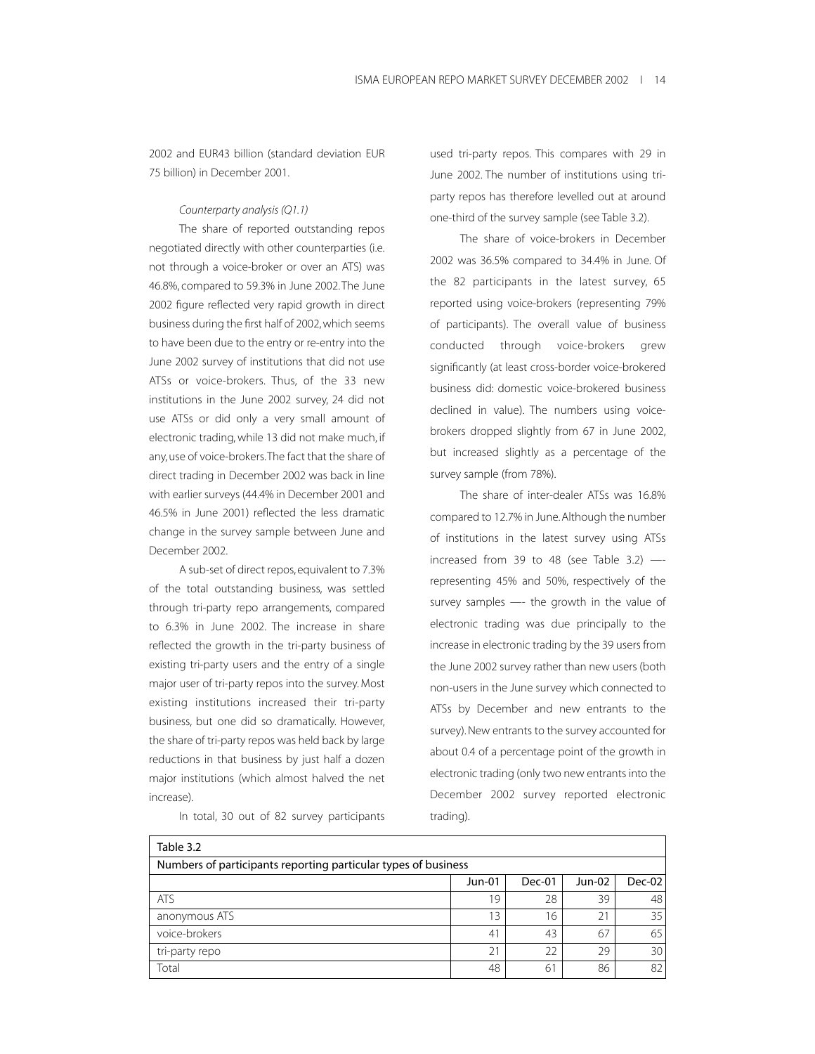2002 and EUR43 billion (standard deviation EUR 75 billion) in December 2001.

*Counterparty analysis (Q1.1)*

The share of reported outstanding repos negotiated directly with other counterparties (i.e. not through a voice-broker or over an ATS) was 46.8%, compared to 59.3% in June 2002. The June 2002 figure reflected very rapid growth in direct business during the first half of 2002, which seems to have been due to the entry or re-entry into the June 2002 survey of institutions that did not use ATSs or voice-brokers. Thus, of the 33 new institutions in the June 2002 survey, 24 did not use ATSs or did only a very small amount of electronic trading, while 13 did not make much, if any, use of voice-brokers. The fact that the share of direct trading in December 2002 was back in line with earlier surveys (44.4% in December 2001 and 46.5% in June 2001) reflected the less dramatic change in the survey sample between June and December 2002.

A sub-set of direct repos, equivalent to 7.3% of the total outstanding business, was settled through tri-party repo arrangements, compared to 6.3% in June 2002. The increase in share reflected the growth in the tri-party business of existing tri-party users and the entry of a single major user of tri-party repos into the survey. Most existing institutions increased their tri-party business, but one did so dramatically. However, the share of tri-party repos was held back by large reductions in that business by just half a dozen major institutions (which almost halved the net increase).

In total, 30 out of 82 survey participants used tri-party repos. This compares with 29 in June 2002. The number of institutions using tri-party repos has therefore levelled out at around one-third of the survey sample (see Table 3.2).

The share of voice-brokers in December 2002 was 36.5% compared to 34.4% in June. Of the 82 participants in the latest survey, 65 reported using voice-brokers (representing 79% of participants). The overall value of business conducted through voice-brokers grew significantly (at least cross-border voice-brokered business did: domestic voice-brokered business declined in value). The numbers using voice-brokers dropped slightly from 67 in June 2002, but increased slightly as a percentage of the survey sample (from 78%).

The share of inter-dealer ATSs was 16.8% compared to 12.7% in June. Although the number of institutions in the latest survey using ATSs increased from 39 to 48 (see Table 3.2) —- representing 45% and 50%, respectively of the survey samples —- the growth in the value of electronic trading was due principally to the increase in electronic trading by the 39 users from the June 2002 survey rather than new users (both non-users in the June survey which connected to ATSs by December and new entrants to the survey). New entrants to the survey accounted for about 0.4 of a percentage point of the growth in electronic trading (only two new entrants into the December 2002 survey reported electronic trading).

Table 3.2

Numbers of participants reporting particular types of business

| | Jun-01 | Dec-01 | Jun-02 | Dec-02 |
|---|---|---|---|---|
| ATS | 19 | 28 | 39 | 48 |
| anonymous ATS | 13 | 16 | 21 | 35 |
| voice-brokers | 41 | 43 | 67 | 65 |
| tri-party repo | 21 | 22 | 29 | 30 |
| Total | 48 | 61 | 86 | 82 |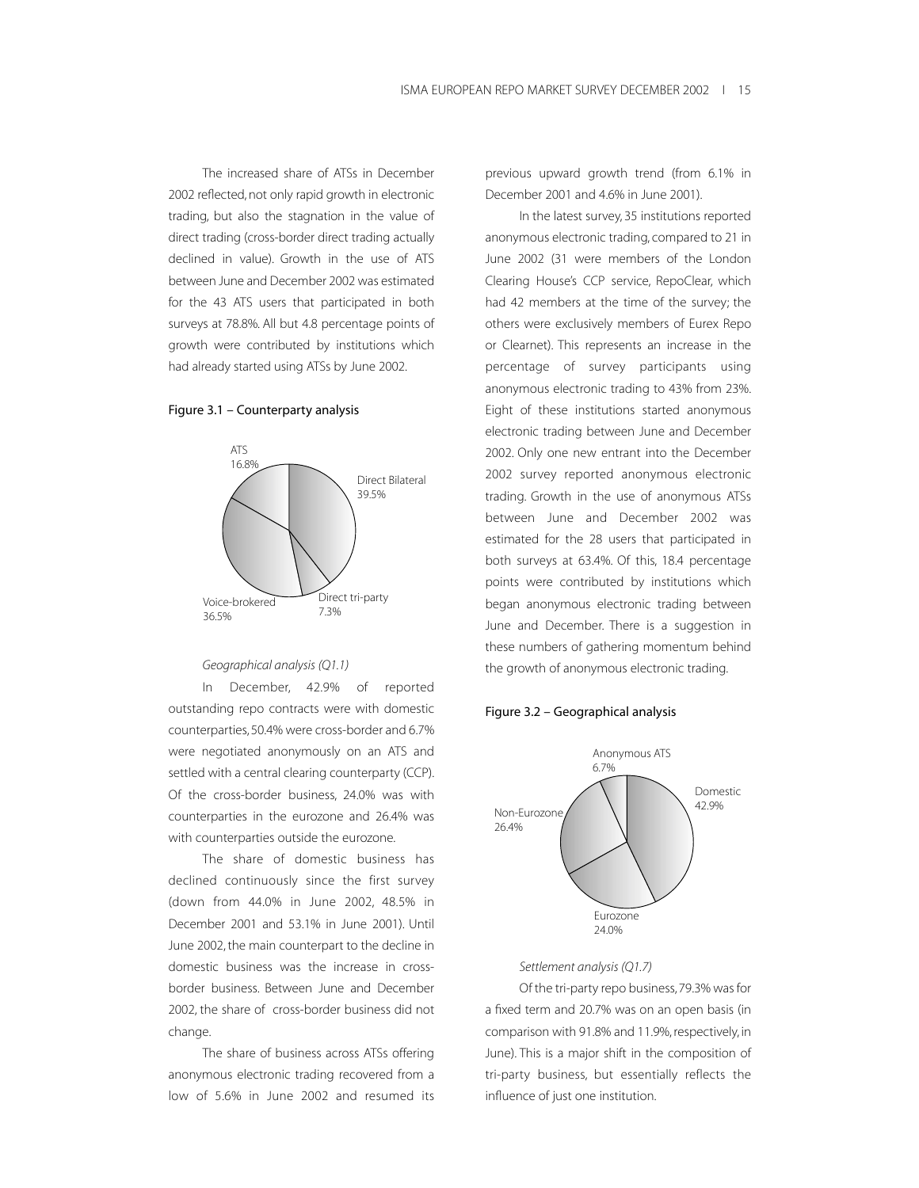The increased share of ATSs in December 2002 reflected, not only rapid growth in electronic trading, but also the stagnation in the value of direct trading (cross-border direct trading actually declined in value). Growth in the use of ATS between June and December 2002 was estimated for the 43 ATS users that participated in both surveys at 78.8%. All but 4.8 percentage points of growth were contributed by institutions which had already started using ATSs by June 2002.

Figure 3.1 – Counterparty analysis

ATS 16.8%
Direct Bilateral 39.5%
Direct tri-party 7.3%
Voice-brokered 36.5%

*Geographical analysis (Q1.1)*

In December, 42.9% of reported outstanding repo contracts were with domestic counterparties, 50.4% were cross-border and 6.7% were negotiated anonymously on an ATS and settled with a central clearing counterparty (CCP). Of the cross-border business, 24.0% was with counterparties in the eurozone and 26.4% was with counterparties outside the eurozone.

The share of domestic business has declined continuously since the first survey (down from 44.0% in June 2002, 48.5% in December 2001 and 53.1% in June 2001). Until June 2002, the main counterpart to the decline in domestic business was the increase in cross-border business. Between June and December 2002, the share of cross-border business did not change.

The share of business across ATSs offering anonymous electronic trading recovered from a low of 5.6% in June 2002 and resumed its previous upward growth trend (from 6.1% in December 2001 and 4.6% in June 2001).

In the latest survey, 35 institutions reported anonymous electronic trading, compared to 21 in June 2002 (31 were members of the London Clearing House's CCP service, RepoClear, which had 42 members at the time of the survey; the others were exclusively members of Eurex Repo or Clearnet). This represents an increase in the percentage of survey participants using anonymous electronic trading to 43% from 23%. Eight of these institutions started anonymous electronic trading between June and December 2002. Only one new entrant into the December 2002 survey reported anonymous electronic trading. Growth in the use of anonymous ATSs between June and December 2002 was estimated for the 28 users that participated in both surveys at 63.4%. Of this, 18.4 percentage points were contributed by institutions which began anonymous electronic trading between June and December. There is a suggestion in these numbers of gathering momentum behind the growth of anonymous electronic trading.

Figure 3.2 – Geographical analysis

Anonymous ATS 6.7%
Domestic 42.9%
Non-Eurozone 26.4%
Eurozone 24.0%

*Settlement analysis (Q1.7)*

Of the tri-party repo business, 79.3% was for a fixed term and 20.7% was on an open basis (in comparison with 91.8% and 11.9%, respectively, in June). This is a major shift in the composition of tri-party business, but essentially reflects the influence of just one institution.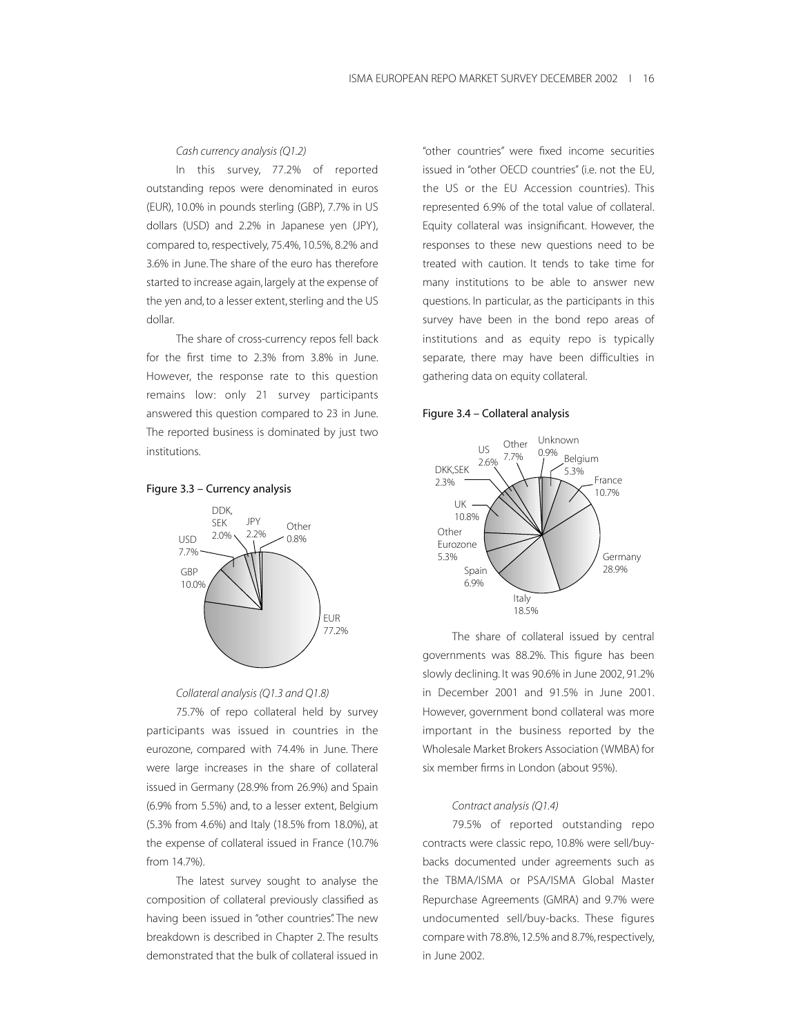*Cash currency analysis (Q1.2)*

In this survey, 77.2% of reported outstanding repos were denominated in euros (EUR), 10.0% in pounds sterling (GBP), 7.7% in US dollars (USD) and 2.2% in Japanese yen (JPY), compared to, respectively, 75.4%, 10.5%, 8.2% and 3.6% in June. The share of the euro has therefore started to increase again, largely at the expense of the yen and, to a lesser extent, sterling and the US dollar.

The share of cross-currency repos fell back for the first time to 2.3% from 3.8% in June. However, the response rate to this question remains low: only 21 survey participants answered this question compared to 23 in June. The reported business is dominated by just two institutions.

**Figure 3.3 – Currency analysis**

*Collateral analysis (Q1.3 and Q1.8)*

75.7% of repo collateral held by survey participants was issued in countries in the eurozone, compared with 74.4% in June. There were large increases in the share of collateral issued in Germany (28.9% from 26.9%) and Spain (6.9% from 5.5%) and, to a lesser extent, Belgium (5.3% from 4.6%) and Italy (18.5% from 18.0%), at the expense of collateral issued in France (10.7% from 14.7%).

The latest survey sought to analyse the composition of collateral previously classified as having been issued in "other countries". The new breakdown is described in Chapter 2. The results demonstrated that the bulk of collateral issued in "other countries" were fixed income securities issued in "other OECD countries" (i.e. not the EU, the US or the EU Accession countries). This represented 6.9% of the total value of collateral. Equity collateral was insignificant. However, the responses to these new questions need to be treated with caution. It tends to take time for many institutions to be able to answer new questions. In particular, as the participants in this survey have been in the bond repo areas of institutions and as equity repo is typically separate, there may have been difficulties in gathering data on equity collateral.

**Figure 3.4 – Collateral analysis**

The share of collateral issued by central governments was 88.2%. This figure has been slowly declining. It was 90.6% in June 2002, 91.2% in December 2001 and 91.5% in June 2001. However, government bond collateral was more important in the business reported by the Wholesale Market Brokers Association (WMBA) for six member firms in London (about 95%).

*Contract analysis (Q1.4)*

79.5% of reported outstanding repo contracts were classic repo, 10.8% were sell/buy-backs documented under agreements such as the TBMA/ISMA or PSA/ISMA Global Master Repurchase Agreements (GMRA) and 9.7% were undocumented sell/buy-backs. These figures compare with 78.8%, 12.5% and 8.7%, respectively, in June 2002.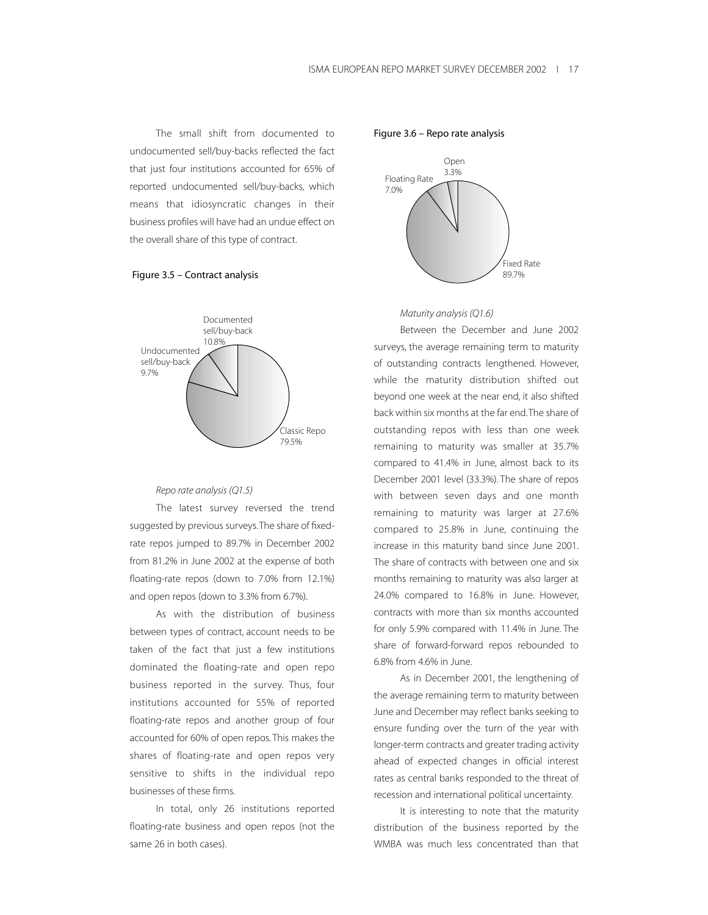The small shift from documented to undocumented sell/buy-backs reflected the fact that just four institutions accounted for 65% of reported undocumented sell/buy-backs, which means that idiosyncratic changes in their business profiles will have had an undue effect on the overall share of this type of contract.

Figure 3.5 – Contract analysis

Documented sell/buy-back 10.8%
Undocumented sell/buy-back 9.7%
Classic Repo 79.5%

*Repo rate analysis (Q1.5)*

The latest survey reversed the trend suggested by previous surveys. The share of fixed-rate repos jumped to 89.7% in December 2002 from 81.2% in June 2002 at the expense of both floating-rate repos (down to 7.0% from 12.1%) and open repos (down to 3.3% from 6.7%).

As with the distribution of business between types of contract, account needs to be taken of the fact that just a few institutions dominated the floating-rate and open repo business reported in the survey. Thus, four institutions accounted for 55% of reported floating-rate repos and another group of four accounted for 60% of open repos. This makes the shares of floating-rate and open repos very sensitive to shifts in the individual repo businesses of these firms.

In total, only 26 institutions reported floating-rate business and open repos (not the same 26 in both cases).

Figure 3.6 – Repo rate analysis

Open 3.3%
Floating Rate 7.0%
Fixed Rate 89.7%

*Maturity analysis (Q1.6)*

Between the December and June 2002 surveys, the average remaining term to maturity of outstanding contracts lengthened. However, while the maturity distribution shifted out beyond one week at the near end, it also shifted back within six months at the far end. The share of outstanding repos with less than one week remaining to maturity was smaller at 35.7% compared to 41.4% in June, almost back to its December 2001 level (33.3%). The share of repos with between seven days and one month remaining to maturity was larger at 27.6% compared to 25.8% in June, continuing the increase in this maturity band since June 2001. The share of contracts with between one and six months remaining to maturity was also larger at 24.0% compared to 16.8% in June. However, contracts with more than six months accounted for only 5.9% compared with 11.4% in June. The share of forward-forward repos rebounded to 6.8% from 4.6% in June.

As in December 2001, the lengthening of the average remaining term to maturity between June and December may reflect banks seeking to ensure funding over the turn of the year with longer-term contracts and greater trading activity ahead of expected changes in official interest rates as central banks responded to the threat of recession and international political uncertainty.

It is interesting to note that the maturity distribution of the business reported by the WMBA was much less concentrated than that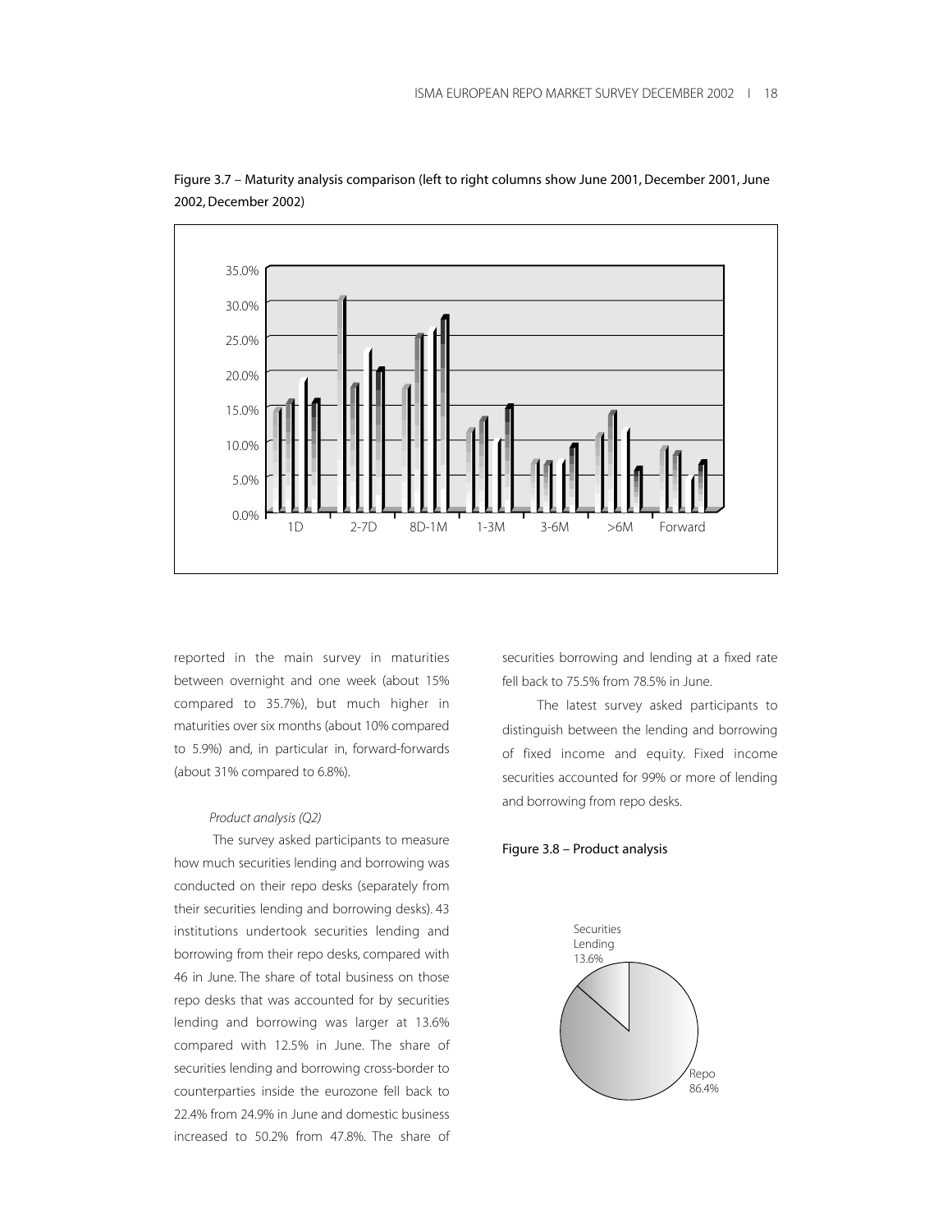Figure 3.7 – Maturity analysis comparison (left to right columns show June 2001, December 2001, June 2002, December 2002)

reported in the main survey in maturities between overnight and one week (about 15% compared to 35.7%), but much higher in maturities over six months (about 10% compared to 5.9%) and, in particular in, forward-forwards (about 31% compared to 6.8%).

*Product analysis (Q2)*

The survey asked participants to measure how much securities lending and borrowing was conducted on their repo desks (separately from their securities lending and borrowing desks). 43 institutions undertook securities lending and borrowing from their repo desks, compared with 46 in June. The share of total business on those repo desks that was accounted for by securities lending and borrowing was larger at 13.6% compared with 12.5% in June. The share of securities lending and borrowing cross-border to counterparties inside the eurozone fell back to 22.4% from 24.9% in June and domestic business increased to 50.2% from 47.8%. The share of securities borrowing and lending at a fixed rate fell back to 75.5% from 78.5% in June.

The latest survey asked participants to distinguish between the lending and borrowing of fixed income and equity. Fixed income securities accounted for 99% or more of lending and borrowing from repo desks.

Figure 3.8 – Product analysis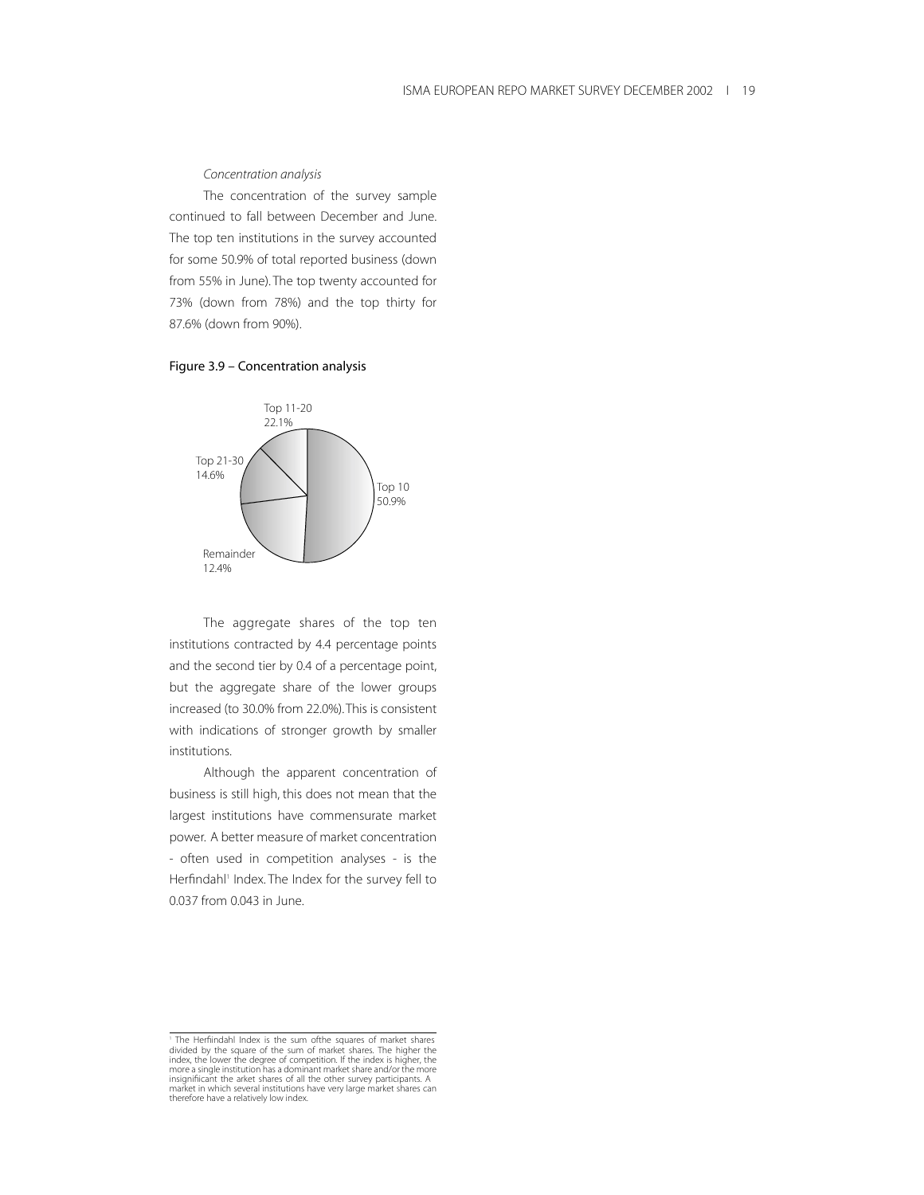*Concentration analysis*

The concentration of the survey sample continued to fall between December and June. The top ten institutions in the survey accounted for some 50.9% of total reported business (down from 55% in June). The top twenty accounted for 73% (down from 78%) and the top thirty for 87.6% (down from 90%).

**Figure 3.9 – Concentration analysis**

Top 11-20 22.1%

Top 21-30 14.6%

Top 10 50.9%

Remainder 12.4%

The aggregate shares of the top ten institutions contracted by 4.4 percentage points and the second tier by 0.4 of a percentage point, but the aggregate share of the lower groups increased (to 30.0% from 22.0%). This is consistent with indications of stronger growth by smaller institutions.

Although the apparent concentration of business is still high, this does not mean that the largest institutions have commensurate market power. A better measure of market concentration - often used in competition analyses - is the Herfindahl[1] Index. The Index for the survey fell to 0.037 from 0.043 in June.

---

[1] The Herfiindahl Index is the sum ofthe squares of market shares divided by the square of the sum of market shares. The higher the index, the lower the degree of competition. If the index is higher, the more a single institution has a dominant market share and/or the more insignifiicant the arket shares of all the other survey participants. A market in which several institutions have very large market shares can therefore have a relatively low index.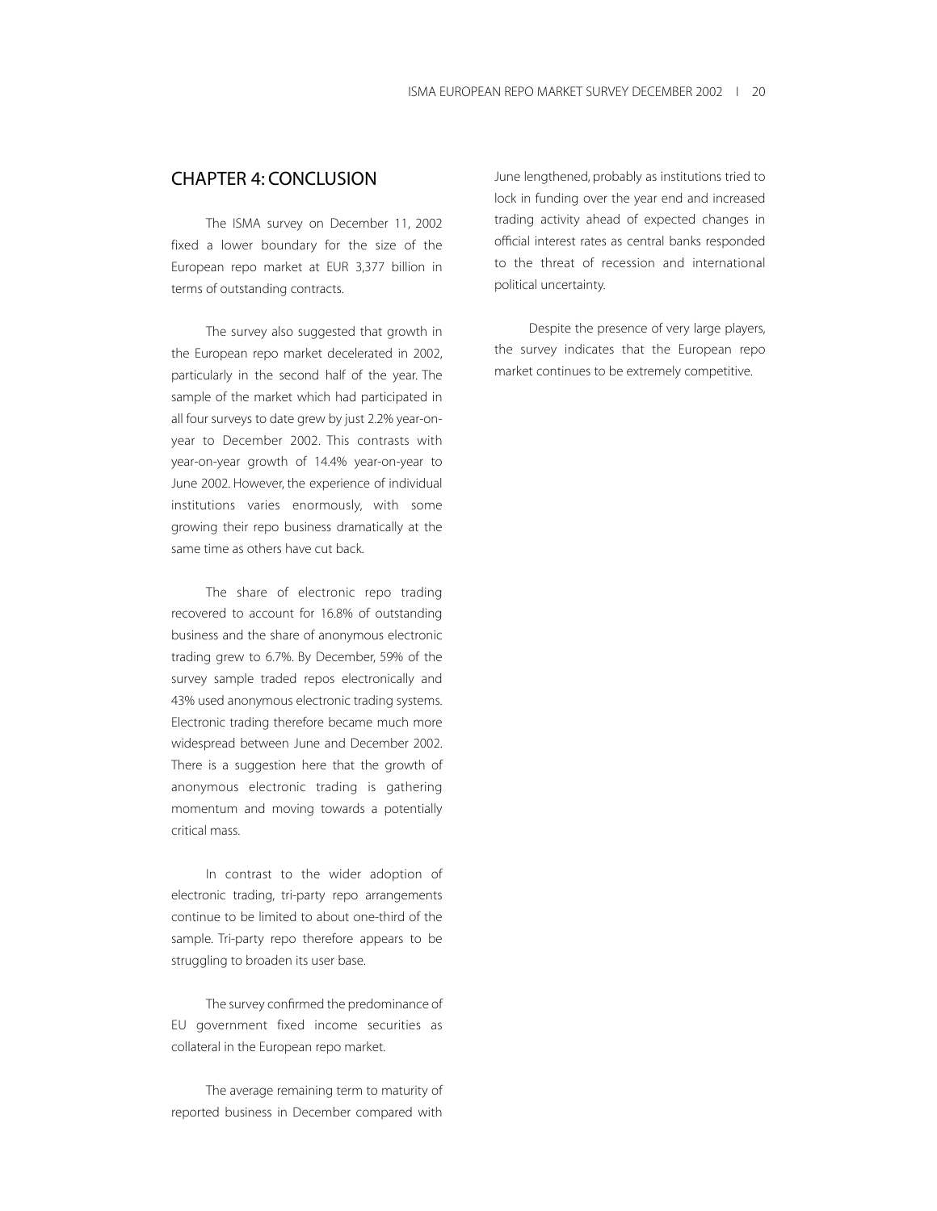## CHAPTER 4: CONCLUSION

The ISMA survey on December 11, 2002 fixed a lower boundary for the size of the European repo market at EUR 3,377 billion in terms of outstanding contracts.

The survey also suggested that growth in the European repo market decelerated in 2002, particularly in the second half of the year. The sample of the market which had participated in all four surveys to date grew by just 2.2% year-on-year to December 2002. This contrasts with year-on-year growth of 14.4% year-on-year to June 2002. However, the experience of individual institutions varies enormously, with some growing their repo business dramatically at the same time as others have cut back.

The share of electronic repo trading recovered to account for 16.8% of outstanding business and the share of anonymous electronic trading grew to 6.7%. By December, 59% of the survey sample traded repos electronically and 43% used anonymous electronic trading systems. Electronic trading therefore became much more widespread between June and December 2002. There is a suggestion here that the growth of anonymous electronic trading is gathering momentum and moving towards a potentially critical mass.

In contrast to the wider adoption of electronic trading, tri-party repo arrangements continue to be limited to about one-third of the sample. Tri-party repo therefore appears to be struggling to broaden its user base.

The survey confirmed the predominance of EU government fixed income securities as collateral in the European repo market.

The average remaining term to maturity of reported business in December compared with June lengthened, probably as institutions tried to lock in funding over the year end and increased trading activity ahead of expected changes in official interest rates as central banks responded to the threat of recession and international political uncertainty.

Despite the presence of very large players, the survey indicates that the European repo market continues to be extremely competitive.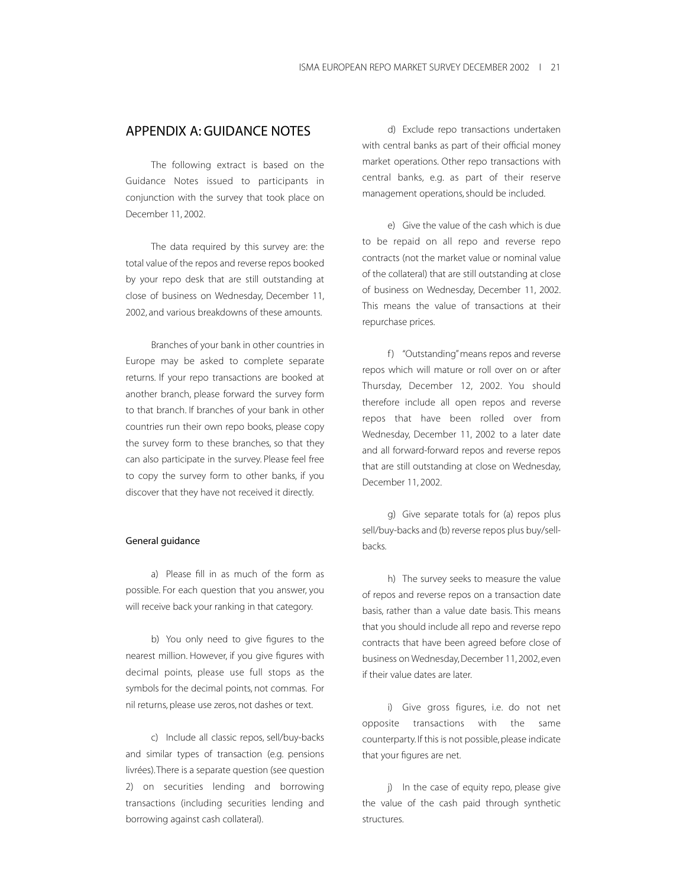## APPENDIX A: GUIDANCE NOTES

The following extract is based on the Guidance Notes issued to participants in conjunction with the survey that took place on December 11, 2002.

The data required by this survey are: the total value of the repos and reverse repos booked by your repo desk that are still outstanding at close of business on Wednesday, December 11, 2002, and various breakdowns of these amounts.

Branches of your bank in other countries in Europe may be asked to complete separate returns. If your repo transactions are booked at another branch, please forward the survey form to that branch. If branches of your bank in other countries run their own repo books, please copy the survey form to these branches, so that they can also participate in the survey. Please feel free to copy the survey form to other banks, if you discover that they have not received it directly.

### General guidance

a) Please fill in as much of the form as possible. For each question that you answer, you will receive back your ranking in that category.

b) You only need to give figures to the nearest million. However, if you give figures with decimal points, please use full stops as the symbols for the decimal points, not commas. For nil returns, please use zeros, not dashes or text.

c) Include all classic repos, sell/buy-backs and similar types of transaction (e.g. pensions livrées). There is a separate question (see question 2) on securities lending and borrowing transactions (including securities lending and borrowing against cash collateral).

d) Exclude repo transactions undertaken with central banks as part of their official money market operations. Other repo transactions with central banks, e.g. as part of their reserve management operations, should be included.

e) Give the value of the cash which is due to be repaid on all repo and reverse repo contracts (not the market value or nominal value of the collateral) that are still outstanding at close of business on Wednesday, December 11, 2002. This means the value of transactions at their repurchase prices.

f) "Outstanding" means repos and reverse repos which will mature or roll over on or after Thursday, December 12, 2002. You should therefore include all open repos and reverse repos that have been rolled over from Wednesday, December 11, 2002 to a later date and all forward-forward repos and reverse repos that are still outstanding at close on Wednesday, December 11, 2002.

g) Give separate totals for (a) repos plus sell/buy-backs and (b) reverse repos plus buy/sell-backs.

h) The survey seeks to measure the value of repos and reverse repos on a transaction date basis, rather than a value date basis. This means that you should include all repo and reverse repo contracts that have been agreed before close of business on Wednesday, December 11, 2002, even if their value dates are later.

i) Give gross figures, i.e. do not net opposite transactions with the same counterparty. If this is not possible, please indicate that your figures are net.

j) In the case of equity repo, please give the value of the cash paid through synthetic structures.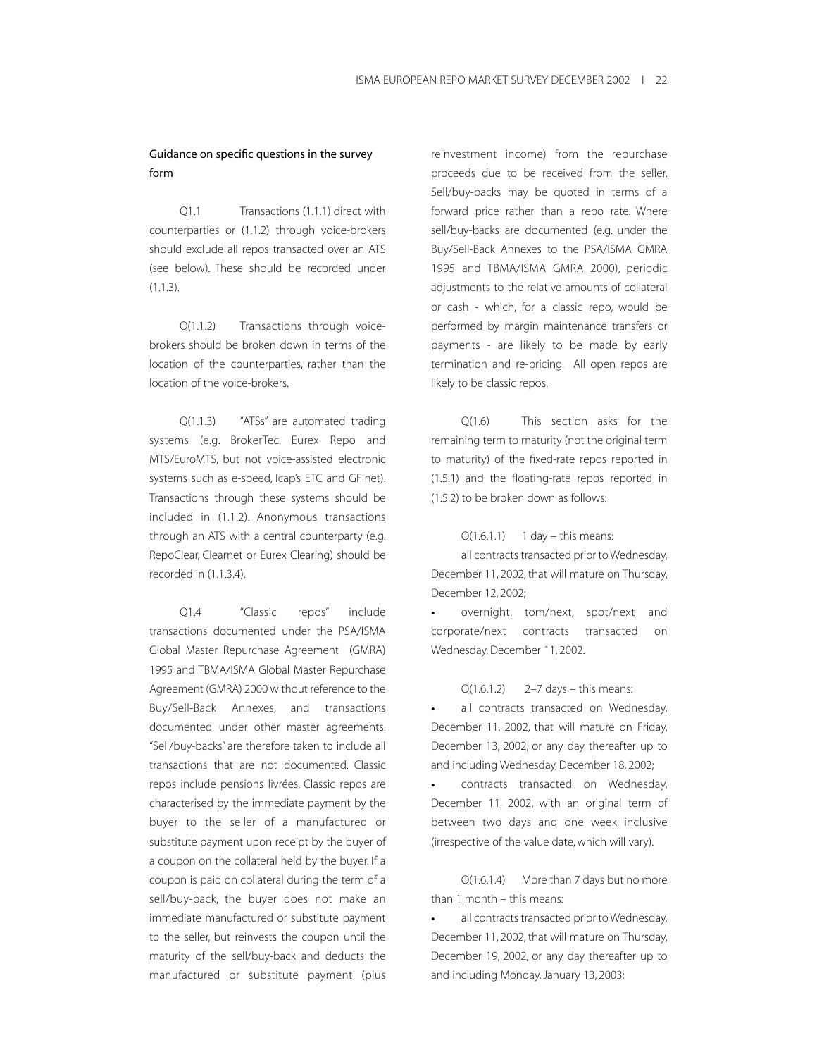### Guidance on specific questions in the survey form

Q1.1 Transactions (1.1.1) direct with counterparties or (1.1.2) through voice-brokers should exclude all repos transacted over an ATS (see below). These should be recorded under (1.1.3).

Q(1.1.2) Transactions through voice-brokers should be broken down in terms of the location of the counterparties, rather than the location of the voice-brokers.

Q(1.1.3) "ATSs" are automated trading systems (e.g. BrokerTec, Eurex Repo and MTS/EuroMTS, but not voice-assisted electronic systems such as e-speed, Icap's ETC and GFInet). Transactions through these systems should be included in (1.1.2). Anonymous transactions through an ATS with a central counterparty (e.g. RepoClear, Clearnet or Eurex Clearing) should be recorded in (1.1.3.4).

Q1.4 "Classic repos" include transactions documented under the PSA/ISMA Global Master Repurchase Agreement (GMRA) 1995 and TBMA/ISMA Global Master Repurchase Agreement (GMRA) 2000 without reference to the Buy/Sell-Back Annexes, and transactions documented under other master agreements. "Sell/buy-backs" are therefore taken to include all transactions that are not documented. Classic repos include pensions livrées. Classic repos are characterised by the immediate payment by the buyer to the seller of a manufactured or substitute payment upon receipt by the buyer of a coupon on the collateral held by the buyer. If a coupon is paid on collateral during the term of a sell/buy-back, the buyer does not make an immediate manufactured or substitute payment to the seller, but reinvests the coupon until the maturity of the sell/buy-back and deducts the manufactured or substitute payment (plus reinvestment income) from the repurchase proceeds due to be received from the seller. Sell/buy-backs may be quoted in terms of a forward price rather than a repo rate. Where sell/buy-backs are documented (e.g. under the Buy/Sell-Back Annexes to the PSA/ISMA GMRA 1995 and TBMA/ISMA GMRA 2000), periodic adjustments to the relative amounts of collateral or cash - which, for a classic repo, would be performed by margin maintenance transfers or payments - are likely to be made by early termination and re-pricing. All open repos are likely to be classic repos.

Q(1.6) This section asks for the remaining term to maturity (not the original term to maturity) of the fixed-rate repos reported in (1.5.1) and the floating-rate repos reported in (1.5.2) to be broken down as follows:

Q(1.6.1.1) 1 day – this means:

all contracts transacted prior to Wednesday, December 11, 2002, that will mature on Thursday, December 12, 2002;

- overnight, tom/next, spot/next and corporate/next contracts transacted on Wednesday, December 11, 2002.

Q(1.6.1.2) 2–7 days – this means:

- all contracts transacted on Wednesday, December 11, 2002, that will mature on Friday, December 13, 2002, or any day thereafter up to and including Wednesday, December 18, 2002;
- contracts transacted on Wednesday, December 11, 2002, with an original term of between two days and one week inclusive (irrespective of the value date, which will vary).

Q(1.6.1.4) More than 7 days but no more than 1 month – this means:

- all contracts transacted prior to Wednesday, December 11, 2002, that will mature on Thursday, December 19, 2002, or any day thereafter up to and including Monday, January 13, 2003;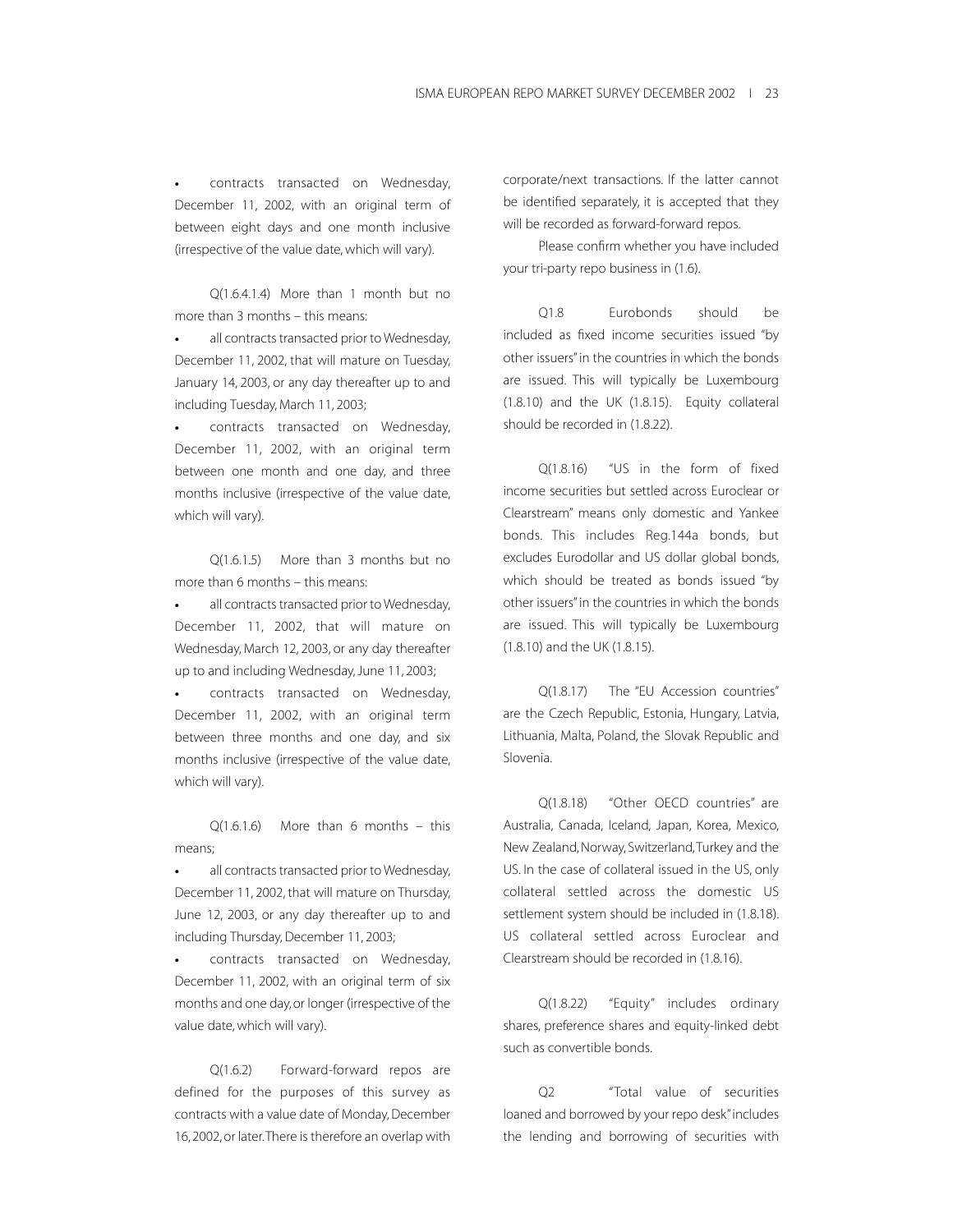- contracts transacted on Wednesday, December 11, 2002, with an original term of between eight days and one month inclusive (irrespective of the value date, which will vary).

Q(1.6.4.1.4) More than 1 month but no more than 3 months – this means:

- all contracts transacted prior to Wednesday, December 11, 2002, that will mature on Tuesday, January 14, 2003, or any day thereafter up to and including Tuesday, March 11, 2003;
- contracts transacted on Wednesday, December 11, 2002, with an original term between one month and one day, and three months inclusive (irrespective of the value date, which will vary).

Q(1.6.1.5) More than 3 months but no more than 6 months – this means:

- all contracts transacted prior to Wednesday, December 11, 2002, that will mature on Wednesday, March 12, 2003, or any day thereafter up to and including Wednesday, June 11, 2003;
- contracts transacted on Wednesday, December 11, 2002, with an original term between three months and one day, and six months inclusive (irrespective of the value date, which will vary).

Q(1.6.1.6) More than 6 months – this means;

- all contracts transacted prior to Wednesday, December 11, 2002, that will mature on Thursday, June 12, 2003, or any day thereafter up to and including Thursday, December 11, 2003;
- contracts transacted on Wednesday, December 11, 2002, with an original term of six months and one day, or longer (irrespective of the value date, which will vary).

Q(1.6.2) Forward-forward repos are defined for the purposes of this survey as contracts with a value date of Monday, December 16, 2002, or later. There is therefore an overlap with corporate/next transactions. If the latter cannot be identified separately, it is accepted that they will be recorded as forward-forward repos.

Please confirm whether you have included your tri-party repo business in (1.6).

Q1.8 Eurobonds should be included as fixed income securities issued "by other issuers" in the countries in which the bonds are issued. This will typically be Luxembourg (1.8.10) and the UK (1.8.15). Equity collateral should be recorded in (1.8.22).

Q(1.8.16) "US in the form of fixed income securities but settled across Euroclear or Clearstream" means only domestic and Yankee bonds. This includes Reg.144a bonds, but excludes Eurodollar and US dollar global bonds, which should be treated as bonds issued "by other issuers" in the countries in which the bonds are issued. This will typically be Luxembourg (1.8.10) and the UK (1.8.15).

Q(1.8.17) The "EU Accession countries" are the Czech Republic, Estonia, Hungary, Latvia, Lithuania, Malta, Poland, the Slovak Republic and Slovenia.

Q(1.8.18) "Other OECD countries" are Australia, Canada, Iceland, Japan, Korea, Mexico, New Zealand, Norway, Switzerland, Turkey and the US. In the case of collateral issued in the US, only collateral settled across the domestic US settlement system should be included in (1.8.18). US collateral settled across Euroclear and Clearstream should be recorded in (1.8.16).

Q(1.8.22) "Equity" includes ordinary shares, preference shares and equity-linked debt such as convertible bonds.

Q2 "Total value of securities loaned and borrowed by your repo desk" includes the lending and borrowing of securities with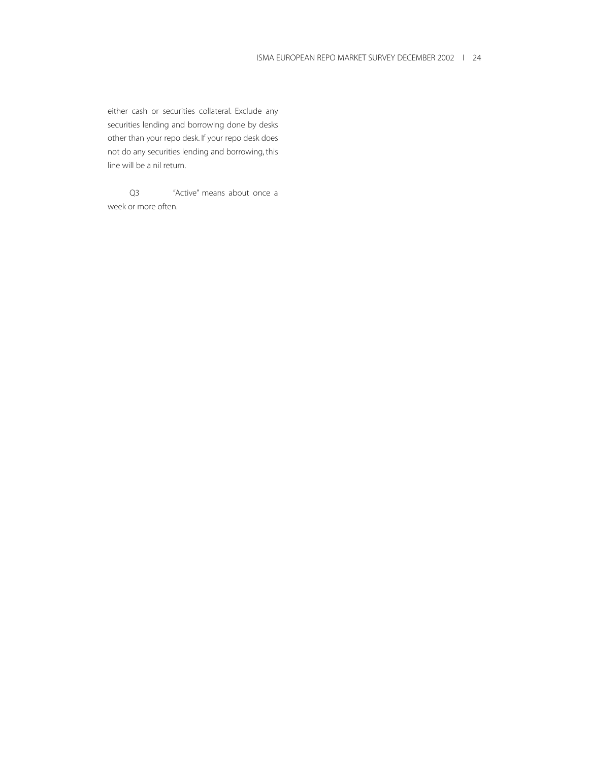either cash or securities collateral. Exclude any securities lending and borrowing done by desks other than your repo desk. If your repo desk does not do any securities lending and borrowing, this line will be a nil return.

Q3 "Active" means about once a week or more often.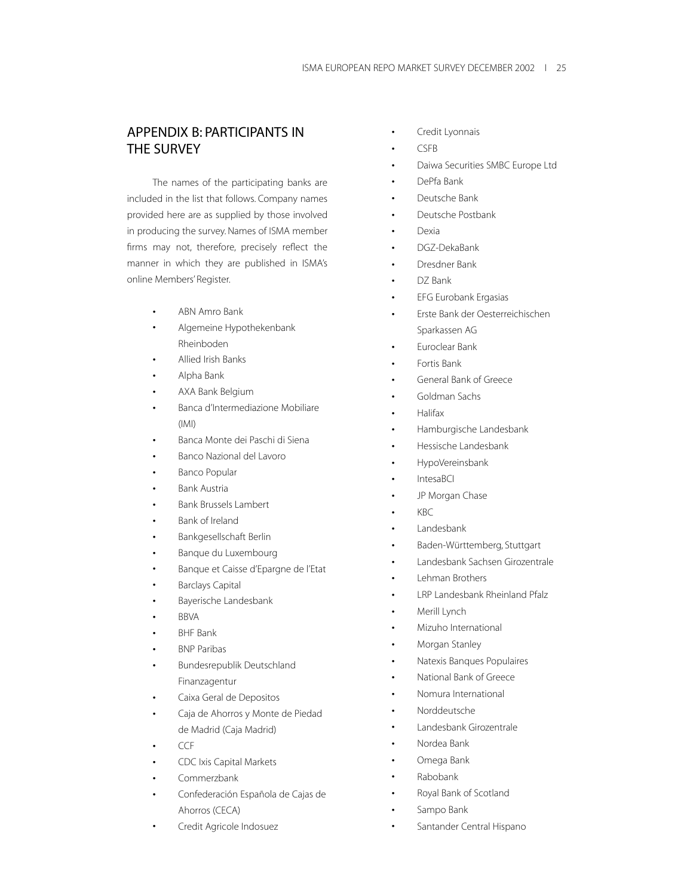## APPENDIX B: PARTICIPANTS IN THE SURVEY

The names of the participating banks are included in the list that follows. Company names provided here are as supplied by those involved in producing the survey. Names of ISMA member firms may not, therefore, precisely reflect the manner in which they are published in ISMA's online Members' Register.

- ABN Amro Bank
- Algemeine Hypothekenbank Rheinboden
- Allied Irish Banks
- Alpha Bank
- AXA Bank Belgium
- Banca d'Intermediazione Mobiliare (IMI)
- Banca Monte dei Paschi di Siena
- Banco Nazional del Lavoro
- Banco Popular
- Bank Austria
- Bank Brussels Lambert
- Bank of Ireland
- Bankgesellschaft Berlin
- Banque du Luxembourg
- Banque et Caisse d'Epargne de l'Etat
- Barclays Capital
- Bayerische Landesbank
- BBVA
- BHF Bank
- BNP Paribas
- Bundesrepublik Deutschland Finanzagentur
- Caixa Geral de Depositos
- Caja de Ahorros y Monte de Piedad de Madrid (Caja Madrid)
- CCF
- CDC Ixis Capital Markets
- Commerzbank
- Confederación Española de Cajas de Ahorros (CECA)
- Credit Agricole Indosuez
- Credit Lyonnais
- CSFB
- Daiwa Securities SMBC Europe Ltd
- DePfa Bank
- Deutsche Bank
- Deutsche Postbank
- Dexia
- DGZ-DekaBank
- Dresdner Bank
- DZ Bank
- EFG Eurobank Ergasias
- Erste Bank der Oesterreichischen Sparkassen AG
- Euroclear Bank
- Fortis Bank
- General Bank of Greece
- Goldman Sachs
- Halifax
- Hamburgische Landesbank
- Hessische Landesbank
- HypoVereinsbank
- IntesaBCI
- JP Morgan Chase
- KBC
- Landesbank
- Baden-Württemberg, Stuttgart
- Landesbank Sachsen Girozentrale
- Lehman Brothers
- LRP Landesbank Rheinland Pfalz
- Merill Lynch
- Mizuho International
- Morgan Stanley
- Natexis Banques Populaires
- National Bank of Greece
- Nomura International
- Norddeutsche
- Landesbank Girozentrale
- Nordea Bank
- Omega Bank
- Rabobank
- Royal Bank of Scotland
- Sampo Bank
- Santander Central Hispano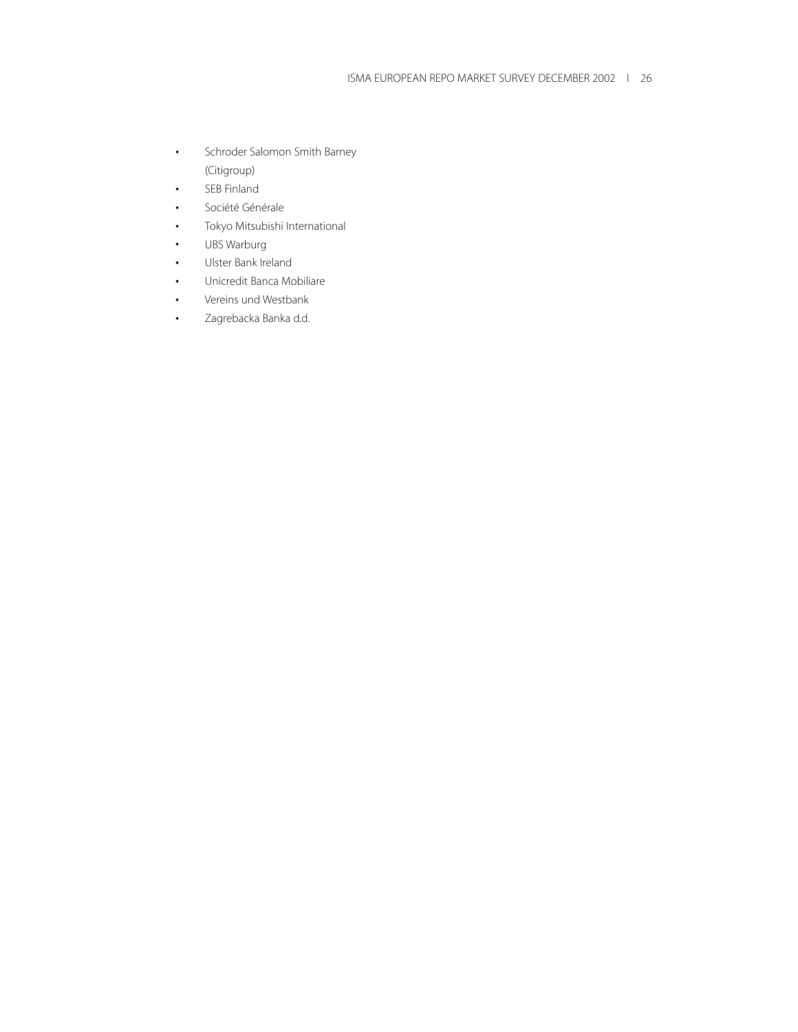- Schroder Salomon Smith Barney (Citigroup)
- SEB Finland
- Société Générale
- Tokyo Mitsubishi International
- UBS Warburg
- Ulster Bank Ireland
- Unicredit Banca Mobiliare
- Vereins und Westbank
- Zagrebacka Banka d.d.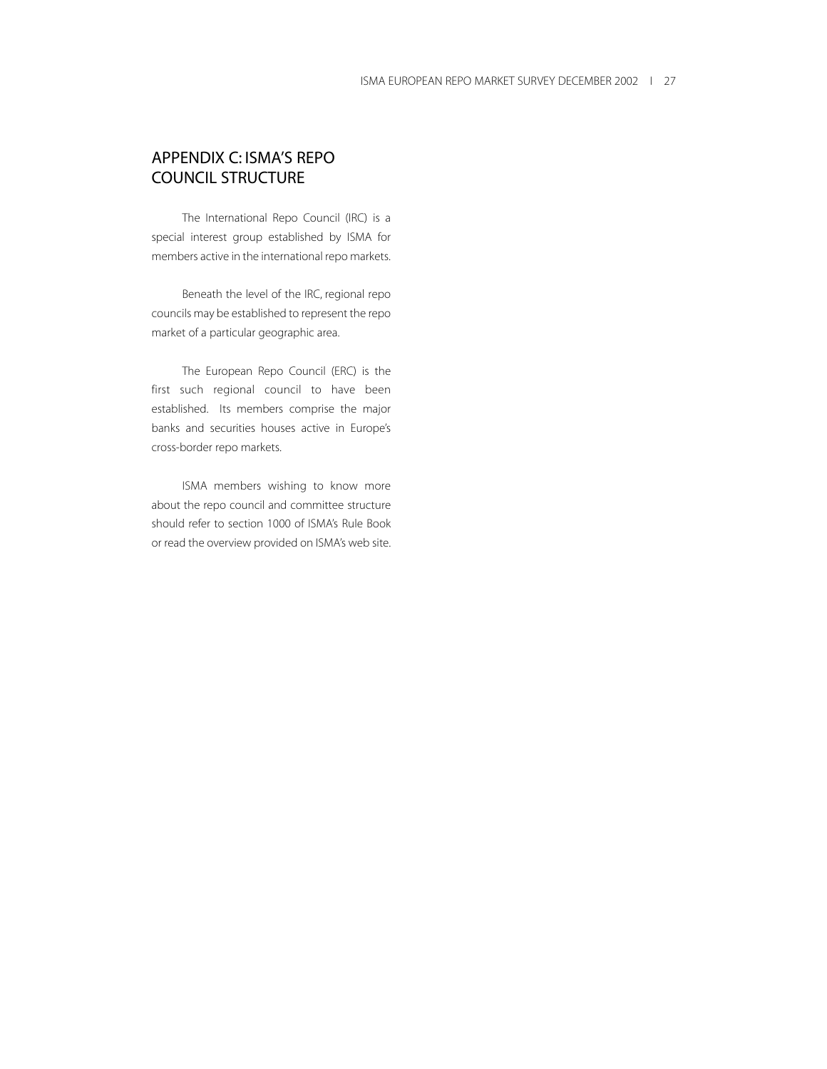## APPENDIX C: ISMA'S REPO COUNCIL STRUCTURE

The International Repo Council (IRC) is a special interest group established by ISMA for members active in the international repo markets.

Beneath the level of the IRC, regional repo councils may be established to represent the repo market of a particular geographic area.

The European Repo Council (ERC) is the first such regional council to have been established. Its members comprise the major banks and securities houses active in Europe's cross-border repo markets.

ISMA members wishing to know more about the repo council and committee structure should refer to section 1000 of ISMA's Rule Book or read the overview provided on ISMA's web site.